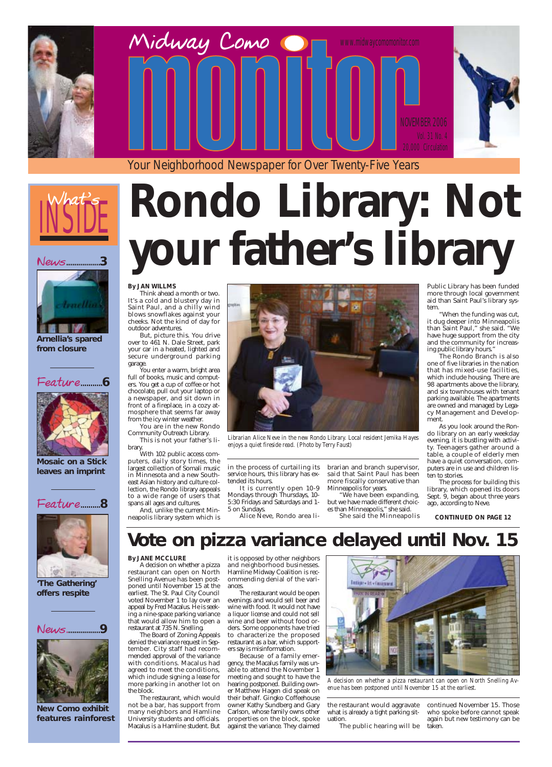# Midway Como monitor

www.midwaycomomonitor.com

NOVEMBER 2006
Vol. 31 No. 4
20,000 Circulation

Your Neighborhood Newspaper for Over Twenty-Five Years

## What's INSIDE

**News.................3**
**Arnellia's spared from closure**

**Feature...........6**
**Mosaic on a Stick leaves an imprint**

**Feature..........8**
**'The Gathering' offers respite**

**News.................9**
**New Como exhibit features rainforest**

# Rondo Library: Not your father's library

**By JAN WILLMS**

Think ahead a month or two. It's a cold and blustery day in Saint Paul, and a chilly wind blows snowflakes against your cheeks. Not the kind of day for outdoor adventures.

But, picture this. You drive over to 461 N. Dale Street, park your car in a heated, lighted and secure underground parking garage.

You enter a warm, bright area full of books, music and computers. You get a cup of coffee or hot chocolate, pull out your laptop or a newspaper, and sit down in front of a fireplace, in a cozy atmosphere that seems far away from the icy winter weather.

You are in the new Rondo Community Outreach Library.

This is not your father's library.

With 102 public access computers, daily story times, the largest collection of Somali music in Minnesota and a new Southeast Asian history and culture collection, the Rondo library appeals to a wide range of users that spans all ages and cultures.

And, unlike the current Minneapolis library system which is in the process of curtailing its service hours, this library has extended its hours.

It is currently open 10-9 Mondays through Thursdays, 10-5:30 Fridays and Saturdays and 1-5 on Sundays.

Alice Neve, Rondo area librarian and branch supervisor, said that Saint Paul has been more fiscally conservative than Minneapolis for years.

"We have been expanding, but we have made different choices than Minneapolis," she said.

She said the Minneapolis Public Library has been funded more through local government aid than Saint Paul's library system.

"When the funding was cut, it dug deeper into Minneapolis than Saint Paul," she said. "We have huge support from the city and the community for increasing public library hours."

The Rondo Branch is also one of five libraries in the nation that has mixed-use facilities, which include housing. There are 98 apartments above the library, and six townhouses with tenant parking available. The apartments are owned and managed by Legacy Management and Development.

As you look around the Rondo library on an early weekday evening, it is bustling with activity. Teenagers gather around a table, a couple of elderly men have a quiet conversation, computers are in use and children listen to stories.

The process for building this library, which opened its doors Sept. 9, began about three years ago, according to Neve.

*Librarian Alice Neve in the new Rondo Library. Local resident Jemika Hayes enjoys a quiet fireside read. (Photo by Terry Faust)*

**CONTINUED ON PAGE 12**

# Vote on pizza variance delayed until Nov. 15

**By JANE MCCLURE**

A decision on whether a pizza restaurant can open on North Snelling Avenue has been postponed until November 15 at the earliest. The St. Paul City Council voted November 1 to lay over an appeal by Fred Macalus. He is seeking a nine-space parking variance that would allow him to open a restaurant at 735 N. Snelling.

The Board of Zoning Appeals denied the variance request in September. City staff had recommended approval of the variance with conditions. Macalus had agreed to meet the conditions, which include signing a lease for more parking in another lot on the block.

The restaurant, which would not be a bar, has support from many neighbors and Hamline University students and officials. Macalus is a Hamline student. But it is opposed by other neighbors and neighborhood businesses. Hamline Midway Coalition is recommending denial of the variances.

The restaurant would be open evenings and would sell beer and wine with food. It would not have a liquor license and could not sell wine and beer without food orders. Some opponents have tried to characterize the proposed restaurant as a bar, which supporters say is misinformation.

Because of a family emergency, the Macalus family was unable to attend the November 1 meeting and sought to have the hearing postponed. Building owner Matthew Hagen did speak on their behalf. Gingko Coffeehouse owner Kathy Sundberg and Gary Carlson, whose family owns other properties on the block, spoke against the variance. They claimed the restaurant would aggravate what is already a tight parking situation.

The public hearing will be continued November 15. Those who spoke before cannot speak again but new testimony can be taken.

*A decision on whether a pizza restaurant can open on North Snelling Avenue has been postponed until November 15 at the earliest.*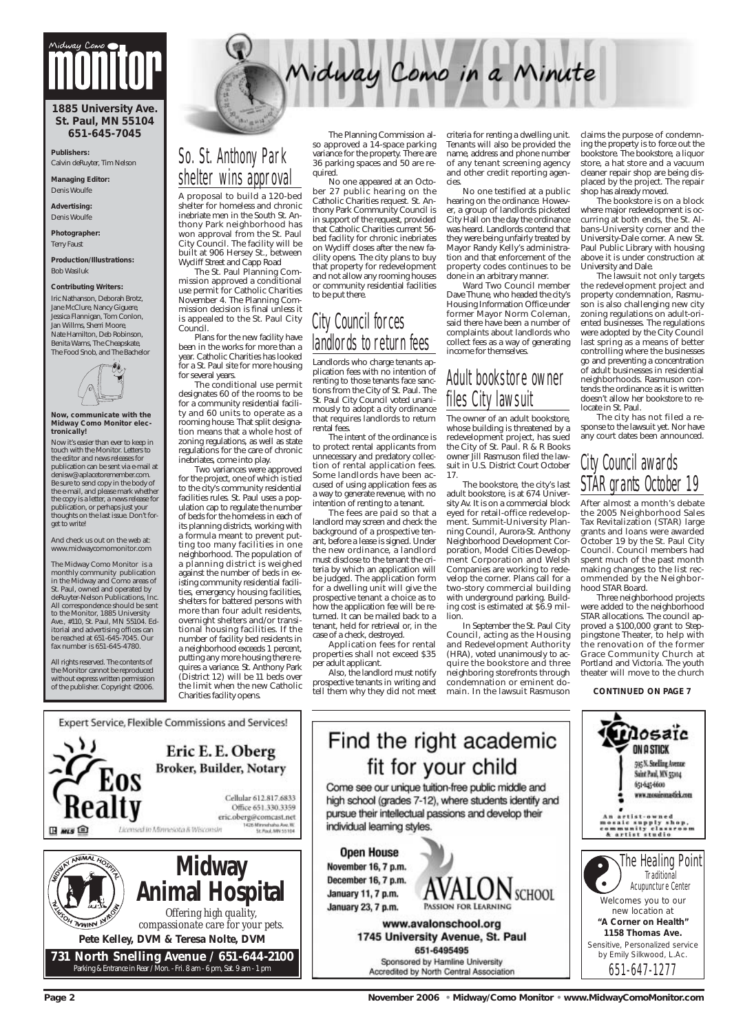# Midway Como monitor

**1885 University Ave.**
**St. Paul, MN 55104**
**651-645-7045**

**Publishers:**
Calvin deRuyter, Tim Nelson

**Managing Editor:**
Denis Woulfe

**Advertising:**
Denis Woulfe

**Photographer:**
Terry Faust

**Production/Illustrations:**
Bob Wasiluk

**Contributing Writers:**
Iric Nathanson, Deborah Brotz, Jane McClure, Nancy Giguere, Jessica Flannigan, Tom Conlon, Jan Willms, Sherri Moore, Nate Hamilton, Deb Robinson, Benita Warns, The Cheapskate, The Food Snob, and The Bachelor

**Now, communicate with the Midway Como Monitor electronically!**

Now it's easier than ever to keep in touch with the Monitor. Letters to the editor and news releases for publication can be sent via e-mail at denisw@aplacetoremember.com. Be sure to send copy in the body of the e-mail, and please mark whether the copy is a letter, a news release for publication, or perhaps just your thoughts on the last issue. Don't forget to write!

And check us out on the web at: www.midwaycomomonitor.com

The Midway Como Monitor is a monthly community publication in the Midway and Como areas of St. Paul, owned and operated by deRuyter-Nelson Publications, Inc. All correspondence should be sent to the Monitor, 1885 University Ave., #110, St. Paul, MN 55104. Editorial and advertising offices can be reached at 651-645-7045. Our fax number is 651-645-4780.

All rights reserved. The contents of the Monitor cannot be reproduced without express written permission of the publisher. Copyright ©2006.

# Midway Como in a Minute

## So. St. Anthony Park shelter wins approval

A proposal to build a 120-bed shelter for homeless and chronic inebriate men in the South St. Anthony Park neighborhood has won approval from the St. Paul City Council. The facility will be built at 906 Hersey St., between Wycliff Street and Capp Road.

The St. Paul Planning Commission approved a conditional use permit for Catholic Charities November 4. The Planning Commission decision is final unless it is appealed to the St. Paul City Council.

Plans for the new facility have been in the works for more than a year. Catholic Charities has looked for a St. Paul site for more housing for several years.

The conditional use permit designates 60 of the rooms to be for a community residential facility and 60 units to operate as a rooming house. That split designation means that a whole host of zoning regulations, as well as state regulations for the care of chronic inebriates, come into play.

Two variances were approved for the project, one of which is tied to the city's community residential facilities rules. St. Paul uses a population cap to regulate the number of beds for the homeless in each of its planning districts, working with a formula meant to prevent putting too many facilities in one neighborhood. The population of a planning district is weighed against the number of beds in existing community residential facilities, emergency housing facilities, shelters for battered persons with more than four adult residents, overnight shelters and/or transitional housing facilities. If the number of facility bed residents in a neighborhood exceeds 1 percent, putting any more housing there requires a variance. St. Anthony Park (District 12) will be 11 beds over the limit when the new Catholic Charities facility opens.

The Planning Commission also approved a 14-space parking variance for the property. There are 36 parking spaces and 50 are required.

No one appeared at an October 27 public hearing on the Catholic Charities request. St. Anthony Park Community Council is in support of the request, provided that Catholic Charities current 56-bed facility for chronic inebriates on Wycliff closes after the new facility opens. The city plans to buy that property for redevelopment and not allow any rooming houses or community residential facilities to be put there.

## City Council forces landlords to return fees

Landlords who charge tenants application fees with no intention of renting to those tenants face sanctions from the City of St. Paul. The St. Paul City Council voted unanimously to adopt a city ordinance that requires landlords to return rental fees.

The intent of the ordinance is to protect rental applicants from unnecessary and predatory collection of rental application fees. Some landlords have been accused of using application fees as a way to generate revenue, with no intention of renting to a tenant.

The fees are paid so that a landlord may screen and check the background of a prospective tenant, before a lease is signed. Under the new ordinance, a landlord must disclose to the tenant the criteria by which an application will be judged. The application form for a dwelling unit will give the prospective tenant a choice as to how the application fee will be returned. It can be mailed back to a tenant, held for retrieval or, in the case of a check, destroyed.

Application fees for rental properties shall not exceed $35 per adult applicant.

Also, the landlord must notify prospective tenants in writing and tell them why they did not meet criteria for renting a dwelling unit. Tenants will also be provided the name, address and phone number of any tenant screening agency and other credit reporting agencies.

No one testified at a public hearing on the ordinance. However, a group of landlords picketed City Hall on the day the ordinance was heard. Landlords contend that they were being unfairly treated by Mayor Randy Kelly's administration and that enforcement of the property codes continues to be done in an arbitrary manner.

Ward Two Council member Dave Thune, who headed the city's Housing Information Office under former Mayor Norm Coleman, said there have been a number of complaints about landlords who collect fees as a way of generating income for themselves.

## Adult bookstore owner files City lawsuit

The owner of an adult bookstore, whose building is threatened by a redevelopment project, has sued the City of St. Paul. R & R Books owner Jill Rasmuson filed the lawsuit in U.S. District Court October 17.

The bookstore, the city's last adult bookstore, is at 674 University Av. It is on a commercial block eyed for retail-office redevelopment. Summit-University Planning Council, Aurora-St. Anthony Neighborhood Development Corporation, Model Cities Development Corporation and Welsh Companies are working to redevelop the corner. Plans call for a two-story commercial building with underground parking. Building cost is estimated at $6.9 million.

In September the St. Paul City Council, acting as the Housing and Redevelopment Authority (HRA), voted unanimously to acquire the bookstore and three neighboring storefronts through condemnation or eminent domain. In the lawsuit Rasmuson claims the purpose of condemning the property is to force out the bookstore. The bookstore, a liquor store, a hat store and a vacuum cleaner repair shop are being displaced by the project. The repair shop has already moved.

The bookstore is on a block where major redevelopment is occurring at both ends, the St. Albans-University corner and the University-Dale corner. A new St. Paul Public Library with housing above it is under construction at University and Dale.

The lawsuit not only targets the redevelopment project and property condemnation, Rasmuson is also challenging new city zoning regulations on adult-oriented businesses. The regulations were adopted by the City Council last spring as a means of better controlling where the businesses go and preventing a concentration of adult businesses in residential neighborhoods. Rasmuson contends the ordinance as it is written doesn't allow her bookstore to relocate in St. Paul.

The city has not filed a response to the lawsuit yet. Nor have any court dates been announced.

## City Council awards STAR grants October 19

After almost a month's debate the 2005 Neighborhood Sales Tax Revitalization (STAR) large grants and loans were awarded October 19 by the St. Paul City Council. Council members had spent much of the past month making changes to the list recommended by the Neighborhood STAR Board.

Three neighborhood projects were added to the neighborhood STAR allocations. The council approved a $100,000 grant to Steppingstone Theater, to help with the renovation of the former Grace Community Church at Portland and Victoria. The youth theater will move to the church

**CONTINUED ON PAGE 7**

---

Expert Service, Flexible Commissions and Services!

**Eos Realty**

**Eric E. E. Oberg**
**Broker, Builder, Notary**

Cellular 612.817.6833
Office 651.330.3359
eric.oberg@comcast.net
1426 Minnehaha Ave. W.
St. Paul, MN 55104

Licensed in Minnesota & Wisconsin

---

# Find the right academic fit for your child

Come see our unique tuition-free public middle and high school (grades 7-12), where students identify and pursue their intellectual passions and develop their individual learning styles.

**Open House**
**November 16, 7 p.m.**
**December 16, 7 p.m.**
**January 11, 7 p.m.**
**January 23, 7 p.m.**

**AVALON SCHOOL**
PASSION FOR LEARNING

**www.avalonschool.org**
**1745 University Avenue, St. Paul**
**651-6495495**
Sponsored by Hamline University
Accredited by North Central Association

---

**Mosaic ON A STICK**

595 N. Snelling Avenue
Saint Paul, MN 55104
651-645-6600
www.mosaiconastick.com

An artist-owned mosaic supply shop, community classroom & artist studio

---

**Midway Animal Hospital**

*Offering high quality, compassionate care for your pets.*

**Pete Kelley, DVM & Teresa Nolte, DVM**

**731 North Snelling Avenue / 651-644-2100**
Parking & Entrance in Rear / Mon. - Fri. 8 am - 6 pm, Sat. 9 am - 1 pm

---

The Healing Point
Traditional Acupuncture Center

Welcomes you to our new location at
**"A Corner on Health"**
**1158 Thomas Ave.**

Sensitive, Personalized service by Emily Silkwood, L.Ac.

651-647-1277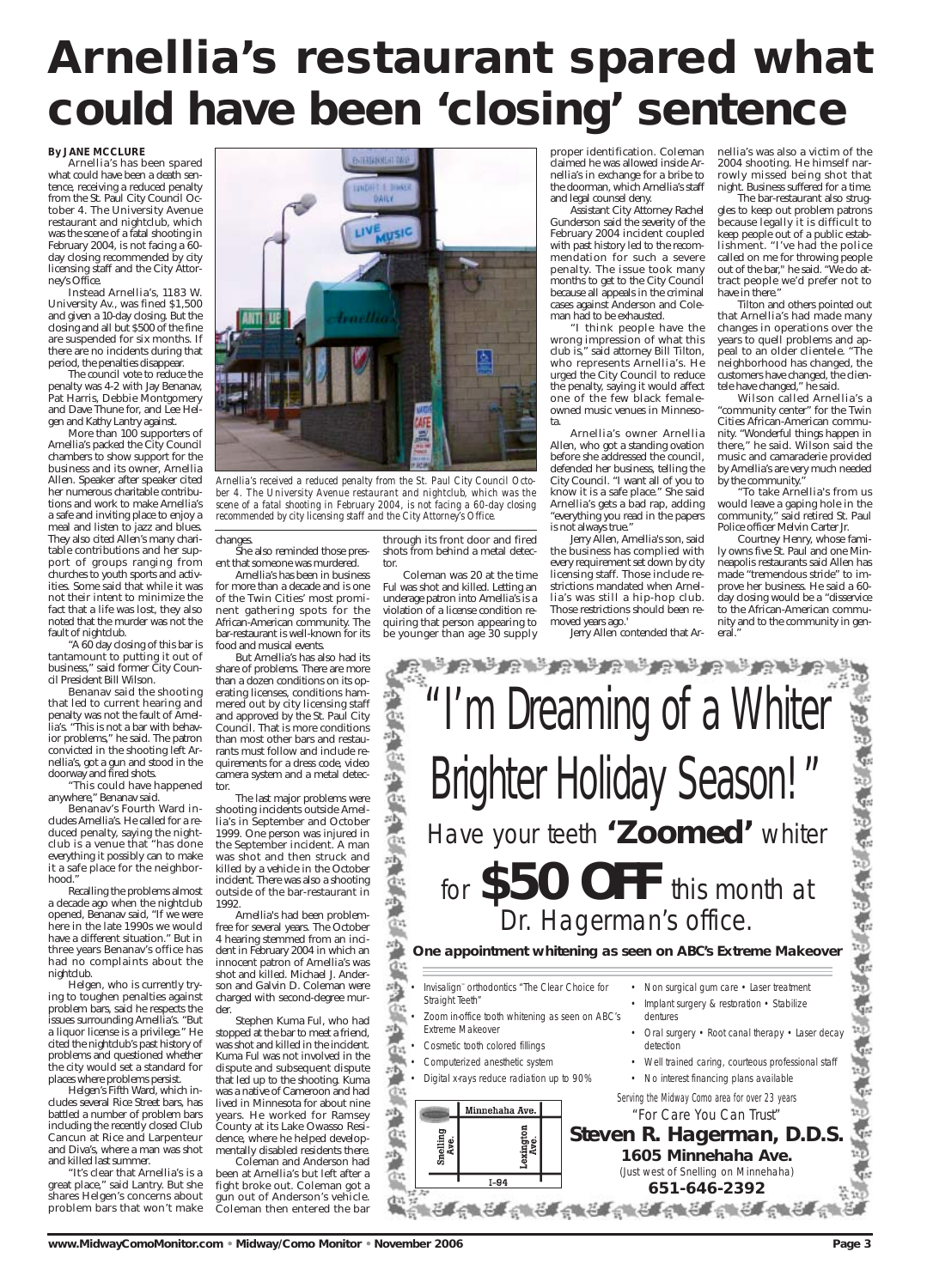# Arnellia's restaurant spared what could have been 'closing' sentence

**By JANE MCCLURE**

Arnellia's has been spared what could have been a death sentence, receiving a reduced penalty from the St. Paul City Council October 4. The University Avenue restaurant and nightclub, which was the scene of a fatal shooting in February 2004, is not facing a 60-day closing recommended by city licensing staff and the City Attorney's Office.

Instead Arnellia's, 1183 W. University Av., was fined $1,500 and given a 10-day closing. But the closing and all but $500 of the fine are suspended for six months. If there are no incidents during that period, the penalties disappear.

The council vote to reduce the penalty was 4-2 with Jay Benanav, Pat Harris, Debbie Montgomery and Dave Thune for, and Lee Helgen and Kathy Lantry against.

More than 100 supporters of Arnellia's packed the City Council chambers to show support for the business and its owner, Arnellia Allen. Speaker after speaker cited her numerous charitable contributions and work to make Arnellia's a safe and inviting place to enjoy a meal and listen to jazz and blues. They also cited Allen's many charitable contributions and her support of groups ranging from churches to youth sports and activities. Some said that while it was not their intent to minimize the fact that a life was lost, they also noted that the murder was not the fault of nightclub.

"A 60 day closing of this bar is tantamount to putting it out of business," said former City Council President Bill Wilson.

Benanav said the shooting that led to current hearing and penalty was not the fault of Arnellia's. "This is not a bar with behavior problems," he said. The patron convicted in the shooting left Arnellia's, got a gun and stood in the doorway and fired shots.

"This could have happened anywhere," Benanav said.

Benanav's Fourth Ward includes Arnellia's. He called for a reduced penalty, saying the nightclub is a venue that "has done everything it possibly can to make it a safe place for the neighborhood."

Recalling the problems almost a decade ago when the nightclub opened, Benanav said, "If we were here in the late 1990s we would have a different situation." But in three years Benanav's office has had no complaints about the nightclub.

Helgen, who is currently trying to toughen penalties against problem bars, said he respects the issues surrounding Arnellia's. "But a liquor license is a privilege." He cited the nightclub's past history of problems and questioned whether the city would set a standard for places where problems persist.

Helgen's Fifth Ward, which includes several Rice Street bars, has battled a number of problem bars including the recently closed Club Cancun at Rice and Larpenteur and Diva's, where a man was shot and killed last summer.

"It's clear that Arnellia's is a great place," said Lantry. But she shares Helgen's concerns about problem bars that won't make changes.

She also reminded those present that someone was murdered.

Arnellia's has been in business for more than a decade and is one of the Twin Cities' most prominent gathering spots for the African-American community. The bar-restaurant is well-known for its food and musical events.

But Arnellia's has also had its share of problems. There are more than a dozen conditions on its operating licenses, conditions hammered out by city licensing staff and approved by the St. Paul City Council. That is more conditions than most other bars and restaurants must follow and include requirements for a dress code, video camera system and a metal detector.

The last major problems were shooting incidents outside Arnellia's in September and October 1999. One person was injured in the September incident. A man was shot and then struck and killed by a vehicle in the October incident. There was also a shooting outside of the bar-restaurant in 1992.

Arnellia's had been problem-free for several years. The October 4 hearing stemmed from an incident in February 2004 in which an innocent patron of Arnellia's was shot and killed. Michael J. Anderson and Galvin D. Coleman were charged with second-degree murder.

Stephen Kuma Ful, who had stopped at the bar to meet a friend, was shot and killed in the incident. Kuma Ful was not involved in the dispute and subsequent dispute that led up to the shooting. Kuma was a native of Cameroon and had lived in Minnesota for about nine years. He worked for Ramsey County at its Lake Owasso Residence, where he helped developmentally disabled residents there.

Coleman and Anderson had been at Arnellia's but left after a fight broke out. Coleman got a gun out of Anderson's vehicle. Coleman then entered the bar through its front door and fired shots from behind a metal detector.

Coleman was 20 at the time Ful was shot and killed. Letting an underage patron into Arnellia's is a violation of a license condition requiring that person appearing to be younger than age 30 supply proper identification. Coleman claimed he was allowed inside Arnellia's in exchange for a bribe to the doorman, which Arnellia's staff and legal counsel deny.

Assistant City Attorney Rachel Gunderson said the severity of the February 2004 incident coupled with past history led to the recommendation for such a severe penalty. The issue took many months to get to the City Council because all appeals in the criminal cases against Anderson and Coleman had to be exhausted.

"I think people have the wrong impression of what this club is," said attorney Bill Tilton, who represents Arnellia's. He urged the City Council to reduce the penalty, saying it would affect one of the few black female-owned music venues in Minnesota.

Arnellia's owner Arnellia Allen, who got a standing ovation before she addressed the council, defended her business, telling the City Council. "I want all of you to know it is a safe place." She said Arnellia's gets a bad rap, adding "everything you read in the papers is not always true."

Jerry Allen, Arnellia's son, said the business has complied with every requirement set down by city licensing staff. Those include restrictions mandated when Arnellia's was still a hip-hop club. Those restrictions should been removed years ago.'

Jerry Allen contended that Arnellia's was also a victim of the 2004 shooting. He himself narrowly missed being shot that night. Business suffered for a time.

The bar-restaurant also struggles to keep out problem patrons because legally it is difficult to keep people out of a public establishment. "I've had the police called on me for throwing people out of the bar," he said. "We do attract people we'd prefer not to have in there."

Tilton and others pointed out that Arnellia's had made many changes in operations over the years to quell problems and appeal to an older clientele. "The neighborhood has changed, the customers have changed, the clientele have changed," he said.

Wilson called Arnellia's a "community center" for the Twin Cities African-American community. "Wonderful things happen in there," he said. Wilson said the music and camaraderie provided by Arnellia's are very much needed by the community."

"To take Arnellia's from us would leave a gaping hole in the community," said retired St. Paul Police officer Melvin Carter Jr.

Courtney Henry, whose family owns five St. Paul and one Minneapolis restaurants said Allen has made "tremendous stride" to improve her business. He said a 60-day closing would be a "disservice to the African-American community and to the community in general."

*Arnellia's received a reduced penalty from the St. Paul City Council October 4. The University Avenue restaurant and nightclub, which was the scene of a fatal shooting in February 2004, is not facing a 60-day closing recommended by city licensing staff and the City Attorney's Office.*

---

# "I'm Dreaming of a Whiter Brighter Holiday Season!"

Have your teeth **'Zoomed'** whiter for **$50 OFF** this month at Dr. Hagerman's office.

**One appointment whitening as seen on ABC's Extreme Makeover**

- Invisalign orthodontics "The Clear Choice for Straight Teeth"
- Zoom in-office tooth whitening as seen on ABC's Extreme Makeover
- Cosmetic tooth colored fillings
- Computerized anesthetic system
- Digital x-rays reduce radiation up to 90%
- Non surgical gum care • Laser treatment
- Implant surgery & restoration • Stabilize dentures
- Oral surgery • Root canal therapy • Laser decay detection
- Well trained caring, courteous professional staff
- No interest financing plans available

*Serving the Midway Como area for over 23 years*

*"For Care You Can Trust"*

**Steven R. Hagerman, D.D.S.**

**1605 Minnehaha Ave.**

(Just west of Snelling on Minnehaha)

**651-646-2392**

Minnehaha Ave. | Snelling Ave. | Lexington Ave. | I-94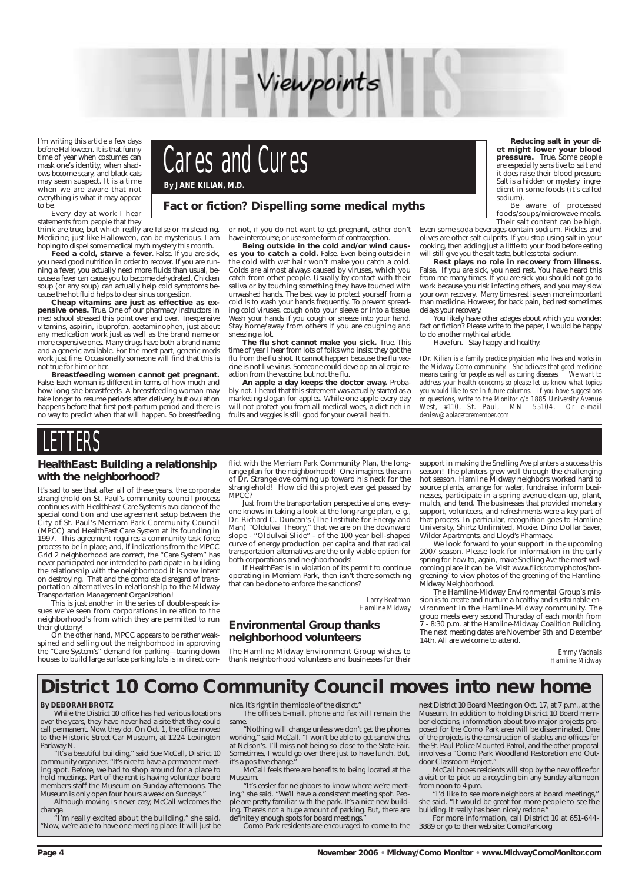# Viewpoints

## Cares and Cures

**By JANE KILIAN, M.D.**

### Fact or fiction? Dispelling some medical myths

I'm writing this article a few days before Halloween. It is that funny time of year when costumes can mask one's identity, when shadows become scary, and black cats may seem suspect. It is a time when we are aware that not everything is what it may appear to be.

Every day at work I hear statements from people that they think are true, but which really are false or misleading. Medicine, just like Halloween, can be mysterious. I am hoping to dispel some medical myth mystery this month.

**Feed a cold, starve a fever**. False. If you are sick, you need good nutrition in order to recover. If you are running a fever, you actually need more fluids than usual, because a fever can cause you to become dehydrated. Chicken soup (or any soup) can actually help cold symptoms because the hot fluid helps to clear sinus congestion.

**Cheap vitamins are just as effective as expensive ones.** True. One of our pharmacy instructors in med school stressed this point over and over. Inexpensive vitamins, aspirin, ibuprofen, acetaminophen, just about any medication work just as well as the brand name or more expensive ones. Many drugs have both a brand name and a generic available. For the most part, generic meds work just fine. Occasionally someone will find that this is not true for him or her.

**Breastfeeding women cannot get pregnant.** False. Each woman is different in terms of how much and how long she breastfeeds. A breastfeeding woman may take longer to resume periods after delivery, but ovulation happens before that first post-partum period and there is no way to predict when that will happen. So breastfeeding or not, if you do not want to get pregnant, either don't have intercourse, or use some form of contraception.

**Being outside in the cold and/or wind causes you to catch a cold.** False. Even being outside in the cold with wet hair won't make you catch a cold. Colds are almost always caused by viruses, which you catch from other people. Usually by contact with their saliva or by touching something they have touched with unwashed hands. The best way to protect yourself from a cold is to wash your hands frequently. To prevent spreading cold viruses, cough onto your sleeve or into a tissue. Wash your hands if you cough or sneeze into your hand. Stay home/away from others if you are coughing and sneezing a lot.

**The flu shot cannot make you sick.** True. This time of year I hear from lots of folks who insist they got the flu from the flu shot. It cannot happen because the flu vaccine is not live virus. Someone could develop an allergic reaction from the vaccine, but not the flu.

**An apple a day keeps the doctor away.** Probably not. I heard that this statement was actually started as a marketing slogan for apples. While one apple every day will not protect you from all medical woes, a diet rich in fruits and veggies is still good for your overall health.

**Reducing salt in your diet might lower your blood pressure.** True. Some people are especially sensitive to salt and it does raise their blood pressure. Salt is a hidden or mystery ingredient in some foods (it's called sodium).

Be aware of processed foods/soups/microwave meals. Their salt content can be high. Even some soda beverages contain sodium. Pickles and olives are other salt culprits. If you stop using salt in your cooking, then adding just a little to your food before eating will still give you the salt taste, but less total sodium.

**Rest plays no role in recovery from illness.** False. If you are sick, you need rest. You have heard this from me many times. If you are sick you should not go to work because you risk infecting others, and you may slow your own recovery. Many times rest is even more important than medicine. However, for back pain, bed rest sometimes delays your recovery.

You likely have other adages about which you wonder: fact or fiction? Please write to the paper, I would be happy to do another mythical article.

Have fun. Stay happy and healthy.

*(Dr. Kilian is a family practice physician who lives and works in the Midway Como community. She believes that good medicine means caring for people as well as curing diseases. We want to address your health concerns so please let us know what topics you would like to see in future columns. If you have suggestions or questions, write to the Monitor c/o 1885 University Avenue West, #110, St. Paul, MN 55104. Or e-mail denisw@aplacetoremember.com*

# LETTERS

### HealthEast: Building a relationship with the neighborhood?

It's sad to see that after all of these years, the corporate stranglehold on St. Paul's community council process continues with HealthEast Care System's avoidance of the special condition and use agreement setup between the City of St. Paul's Merriam Park Community Council (MPCC) and HealthEast Care System at its founding in 1997. This agreement requires a community task force process to be in place, and, if indications from the MPCC Grid 2 neighborhood are correct, the "Care System" has never participated nor intended to participate in building the relationship with the neighborhood it is now intent on destroying. That and the complete disregard of transportation alternatives in relationship to the Midway Transportation Management Organization!

This is just another in the series of double-speak issues we've seen from corporations in relation to the neighborhood's from which they are permitted to run their gluttony!

On the other hand, MPCC appears to be rather weak-spined and selling out the neighborhood in approving the "Care System's" demand for parking—tearing down houses to build large surface parking lots is in direct conflict with the Merriam Park Community Plan, the long-range plan for the neighborhood! One imagines the arm of Dr. Strangelove coming up toward his neck for the stranglehold! How did this project ever get passed by MPCC?

Just from the transportation perspective alone, everyone knows in taking a look at the long-range plan, e. g., Dr. Richard C. Duncan's (The Institute for Energy and Man) "Olduvai Theory," that we are on the downward slope - "Olduvai Slide" - of the 100 year bell-shaped curve of energy production per capita and that radical transportation alternatives are the only viable option for both corporations and neighborhoods!

If HealthEast is in violation of its permit to continue operating in Merriam Park, then isn't there something that can be done to enforce the sanctions?

*Larry Boatman*
*Hamline Midway*

### Environmental Group thanks neighborhood volunteers

The Hamline Midway Environment Group wishes to thank neighborhood volunteers and businesses for their support in making the Snelling Ave planters a success this season! The planters grew well through the challenging hot season. Hamline Midway neighbors worked hard to source plants, arrange for water, fundraise, inform businesses, participate in a spring avenue clean-up, plant, mulch, and tend. The businesses that provided monetary support, volunteers, and refreshments were a key part of that process. In particular, recognition goes to Hamline University, Shirtz Unlimited, Moxie, Dino Dollar Saver, Wilder Apartments, and Lloyd's Pharmacy.

We look forward to your support in the upcoming 2007 season. Please look for information in the early spring for how to, again, make Snelling Ave the most welcoming place it can be. Visit www.flickr.com/photos/hm-greening/ to view photos of the greening of the Hamline-Midway Neighborhood.

The Hamline-Midway Environmental Group's mission is to create and nurture a healthy and sustainable environment in the Hamline-Midway community. The group meets every second Thursday of each month from 7 - 8:30 p.m. at the Hamline-Midway Coalition Building. The next meeting dates are November 9th and December 14th. All are welcome to attend.

*Emmy Vadnais*
*Hamline Midway*

## District 10 Como Community Council moves into new home

**By DEBORAH BROTZ**

While the District 10 office has had various locations over the years, they have never had a site that they could call permanent. Now, they do. On Oct. 1, the office moved to the Historic Street Car Museum, at 1224 Lexington Parkway N.

"It's a beautiful building," said Sue McCall, District 10 community organizer. "It's nice to have a permanent meeting spot. Before, we had to shop around for a place to hold meetings. Part of the rent is having volunteer board members staff the Museum on Sunday afternoons. The Museum is only open four hours a week on Sundays."

Although moving is never easy, McCall welcomes the change.

"I'm really excited about the building," she said. "Now, we're able to have one meeting place. It will just be nice. It's right in the middle of the district."

The office's E-mail, phone and fax will remain the same.

"Nothing will change unless we don't get the phones working," said McCall. "I won't be able to get sandwiches at Nelson's. I'll miss not being so close to the State Fair. Sometimes, I would go over there just to have lunch. But, it's a positive change."

McCall feels there are benefits to being located at the Museum.

"It's easier for neighbors to know where we're meeting," she said. "We'll have a consistent meeting spot. People are pretty familiar with the park. It's a nice new building. There's not a huge amount of parking. But, there are definitely enough spots for board meetings."

Como Park residents are encouraged to come to the next District 10 Board Meeting on Oct. 17, at 7 p.m., at the Museum. In addition to holding District 10 Board member elections, information about two major projects proposed for the Como Park area will be disseminated. One of the projects is the construction of stables and offices for the St. Paul Police Mounted Patrol, and the other proposal involves a "Como Park Woodland Restoration and Outdoor Classroom Project."

McCall hopes residents will stop by the new office for a visit or to pick up a recycling bin any Sunday afternoon from noon to 4 p.m.

"I'd like to see more neighbors at board meetings," she said. "It would be great for more people to see the building. It really has been nicely redone."

For more information, call District 10 at 651-644-3889 or go to their web site: ComoPark.org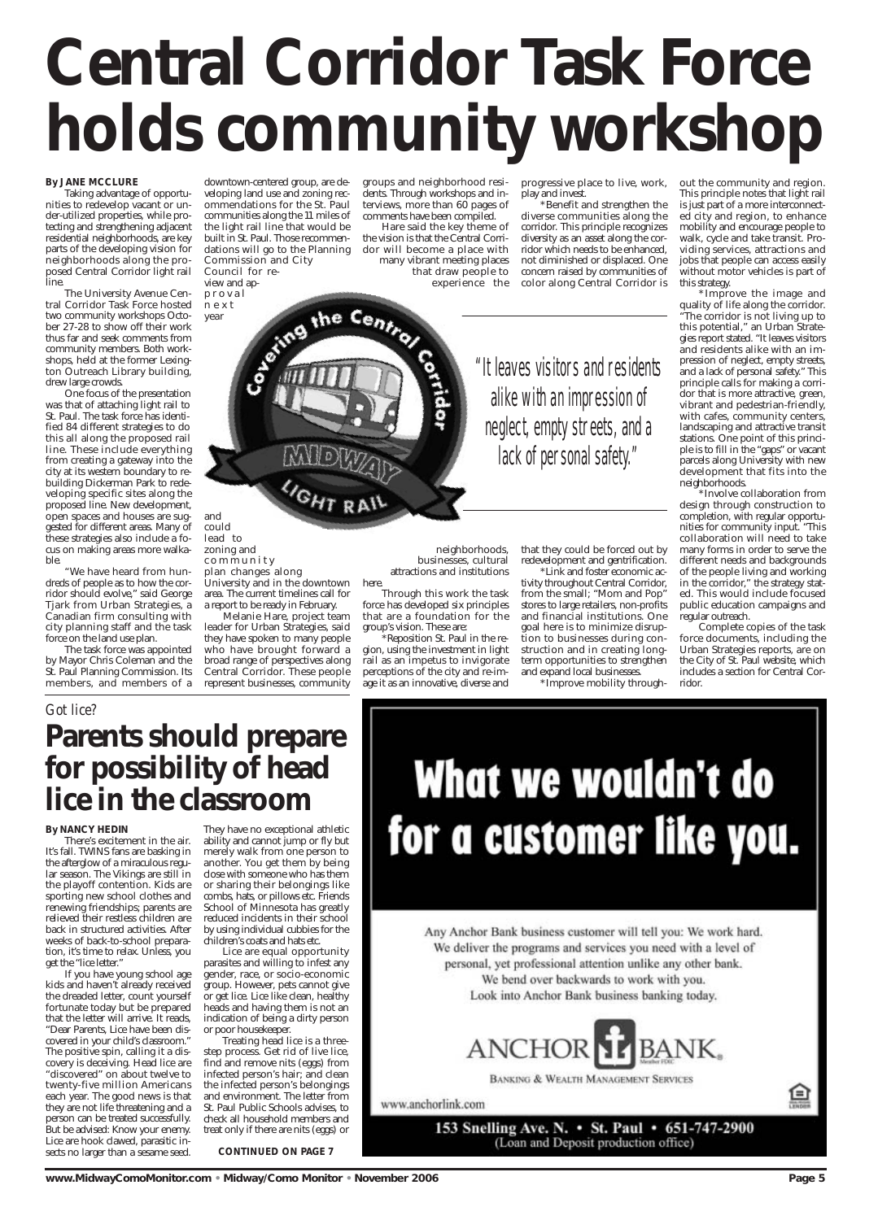# Central Corridor Task Force holds community workshop

**By JANE MCCLURE**

Taking advantage of opportunities to redevelop vacant or under-utilized properties, while protecting and strengthening adjacent residential neighborhoods, are key parts of the developing vision for neighborhoods along the proposed Central Corridor light rail line.

The University Avenue Central Corridor Task Force hosted two community workshops October 27-28 to show off their work thus far and seek comments from community members. Both workshops, held at the former Lexington Outreach Library building, drew large crowds.

One focus of the presentation was that of attaching light rail to St. Paul. The task force has identified 84 different strategies to do this all along the proposed rail line. These include everything from creating a gateway into the city at its western boundary to rebuilding Dickerman Park to redeveloping specific sites along the proposed line. New development, open spaces and houses are suggested for different areas. Many of these strategies also include a focus on making areas more walkable.

"We have heard from hundreds of people as to how the corridor should evolve," said George Tjark from Urban Strategies, a Canadian firm consulting with city planning staff and the task force on the land use plan.

The task force was appointed by Mayor Chris Coleman and the St. Paul Planning Commission. Its members, and members of a downtown-centered group, are developing land use and zoning recommendations for the St. Paul communities along the 11 miles of the light rail line that would be built in St. Paul. Those recommendations will go to the Planning Commission and City Council for review and approval next year and could lead to zoning and community plan changes along University and in the downtown area. The current timelines call for a report to be ready in February.

Melanie Hare, project team leader for Urban Strategies, said they have spoken to many people who have brought forward a broad range of perspectives along Central Corridor. These people represent businesses, community groups and neighborhood residents. Through workshops and interviews, more than 60 pages of comments have been compiled.

Hare said the key theme of the vision is that the Central Corridor will become a place with many vibrant meeting places that draw people to experience the neighborhoods, businesses, cultural attractions and institutions here.

Through this work the task force has developed six principles that are a foundation for the group's vision. These are:

*Reposition St. Paul in the region, using the investment in light rail as an impetus to invigorate perceptions of the city and re-image it as an innovative, diverse and progressive place to live, work, play and invest.

*Benefit and strengthen the diverse communities along the corridor. This principle recognizes diversity as an asset along the corridor which needs to be enhanced, not diminished or displaced. One concern raised by communities of color along Central Corridor is that they could be forced out by redevelopment and gentrification.

*Link and foster economic activity throughout Central Corridor, from the small; "Mom and Pop" stores to large retailers, non-profits and financial institutions. One goal here is to minimize disruption to businesses during construction and in creating long-term opportunities to strengthen and expand local businesses.

*Improve mobility throughout the community and region. This principle notes that light rail is just part of a more interconnected city and region, to enhance mobility and encourage people to walk, cycle and take transit. Providing services, attractions and jobs that people can access easily without motor vehicles is part of this strategy.

*Improve the image and quality of life along the corridor. "The corridor is not living up to this potential," an Urban Strategies report stated. "It leaves visitors and residents alike with an impression of neglect, empty streets, and a lack of personal safety." This principle calls for making a corridor that is more attractive, green, vibrant and pedestrian-friendly, with cafes, community centers, landscaping and attractive transit stations. One point of this principle is to fill in the "gaps" or vacant parcels along University with new development that fits into the neighborhoods.

*Involve collaboration from design through construction to completion, with regular opportunities for community input. "This collaboration will need to take many forms in order to serve the different needs and backgrounds of the people living and working in the corridor," the strategy stated. This would include focused public education campaigns and regular outreach.

Complete copies of the task force documents, including the Urban Strategies reports, are on the City of St. Paul website, which includes a section for Central Corridor.

> "It leaves visitors and residents alike with an impression of neglect, empty streets, and a lack of personal safety."

*Got lice?*

## Parents should prepare for possibility of head lice in the classroom

**By NANCY HEDIN**

There's excitement in the air. It's fall. TWINS fans are basking in the afterglow of a miraculous regular season. The Vikings are still in the playoff contention. Kids are sporting new school clothes and renewing friendships; parents are relieved their restless children are back in structured activities. After weeks of back-to-school preparation, it's time to relax. Unless, you get the "lice letter."

If you have young school age kids and haven't already received the dreaded letter, count yourself fortunate today but be prepared that the letter will arrive. It reads, "Dear Parents, Lice have been discovered in your child's classroom." The positive spin, calling it a discovery is deceiving. Head lice are "discovered" on about twelve to twenty-five million Americans each year. The good news is that they are not life threatening and a person can be treated successfully. But be advised: Know your enemy. Lice are hook clawed, parasitic insects no larger than a sesame seed. They have no exceptional athletic ability and cannot jump or fly but merely walk from one person to another. You get them by being close with someone who has them or sharing their belongings like combs, hats, or pillows etc. Friends School of Minnesota has greatly reduced incidents in their school by using individual cubbies for the children's coats and hats etc.

Lice are equal opportunity parasites and willing to infest any gender, race, or socio-economic group. However, pets cannot give or get lice. Lice like clean, healthy heads and having them is not an indication of being a dirty person or poor housekeeper.

Treating head lice is a three-step process. Get rid of live lice, find and remove nits (eggs) from infected person's hair; and clean the infected person's belongings and environment. The letter from St. Paul Public Schools advises, to check all household members and treat only if there are nits (eggs) or

**CONTINUED ON PAGE 7**

# What we wouldn't do for a customer like you.

Any Anchor Bank business customer will tell you: We work hard. We deliver the programs and services you need with a level of personal, yet professional attention unlike any other bank. We bend over backwards to work with you. Look into Anchor Bank business banking today.

ANCHOR BANK. Member FDIC
BANKING & WEALTH MANAGEMENT SERVICES

www.anchorlink.com

153 Snelling Ave. N. • St. Paul • 651-747-2900
(Loan and Deposit production office)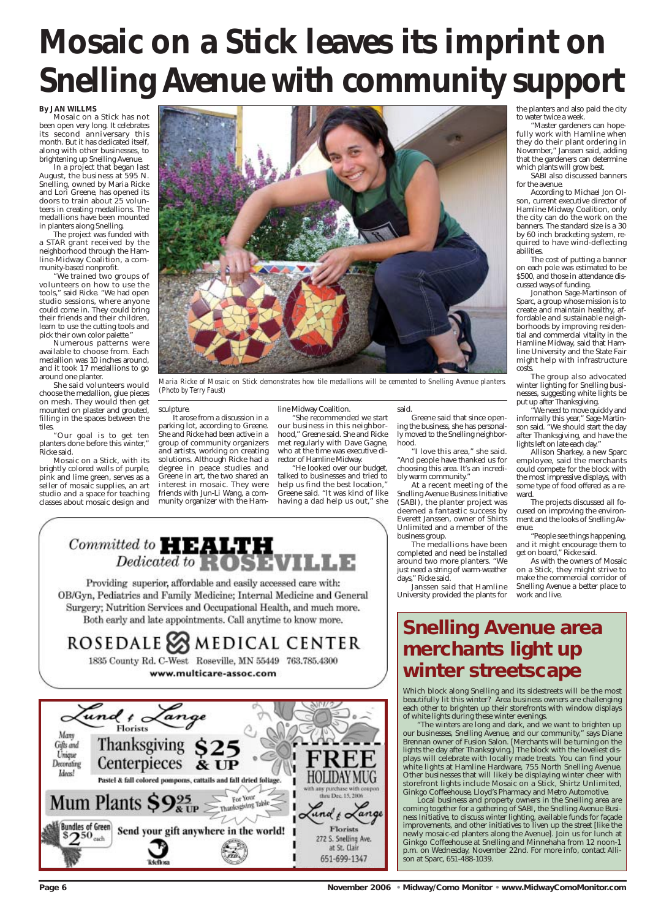# Mosaic on a Stick leaves its imprint on Snelling Avenue with community support

**By JAN WILLMS**

Mosaic on a Stick has not been open very long. It celebrates its second anniversary this month. But it has dedicated itself, along with other businesses, to brightening up Snelling Avenue.

In a project that began last August, the business at 595 N. Snelling, owned by Maria Ricke and Lori Greene, has opened its doors to train about 25 volunteers in creating medallions. The medallions have been mounted in planters along Snelling.

The project was funded with a STAR grant received by the neighborhood through the Hamline-Midway Coalition, a community-based nonprofit.

"We trained two groups of volunteers on how to use the tools," said Ricke. "We had open studio sessions, where anyone could come in. They could bring their friends and their children, learn to use the cutting tools and pick their own color palette."

Numerous patterns were available to choose from. Each medallion was 10 inches around, and it took 17 medallions to go around one planter.

She said volunteers would choose the medallion, glue pieces on mesh. They would then get mounted on plaster and grouted, filling in the spaces between the tiles.

"Our goal is to get ten planters done before this winter," Ricke said.

Mosaic on a Stick, with its brightly colored walls of purple, pink and lime green, serves as a seller of mosaic supplies, an art studio and a space for teaching classes about mosaic design and sculpture.

*Maria Ricke of Mosaic on Stick demonstrates how tile medallions will be cemented to Snelling Avenue planters. (Photo by Terry Faust)*

It arose from a discussion in a parking lot, according to Greene. She and Ricke had been active in a group of community organizers and artists, working on creating solutions. Although Ricke had a degree in peace studies and Greene in art, the two shared an interest in mosaic. They were friends with Jun-Li Wang, a community organizer with the Hamline Midway Coalition.

"She recommended we start our business in this neighborhood," Greene said. She and Ricke met regularly with Dave Gagne, who at the time was executive director of Hamline Midway.

"He looked over our budget, talked to businesses and tried to help us find the best location," Greene said. "It was kind of like having a dad help us out," she said.

Greene said that since opening the business, she has personally moved to the Snelling neighborhood.

"I love this area," she said. "And people have thanked us for choosing this area. It's an incredibly warm community."

At a recent meeting of the Snelling Avenue Business Initiative (SABI), the planter project was deemed a fantastic success by Everett Janssen, owner of Shirts Unlimited and a member of the business group.

The medallions have been completed and need be installed around two more planters. "We just need a string of warm-weather days," Ricke said.

Janssen said that Hamline University provided the plants for the planters and also paid the city to water twice a week.

"Master gardeners can hopefully work with Hamline when they do their plant ordering in November," Janssen said, adding that the gardeners can determine which plants will grow best.

SABI also discussed banners for the avenue.

According to Michael Jon Olson, current executive director of Hamline Midway Coalition, only the city can do the work on the banners. The standard size is a 30 by 60 inch bracketing system, required to have wind-deflecting abilities.

The cost of putting a banner on each pole was estimated to be $500, and those in attendance discussed ways of funding.

Jonathon Sage-Martinson of Sparc, a group whose mission is to create and maintain healthy, affordable and sustainable neighborhoods by improving residential and commercial vitality in the Hamline Midway, said that Hamline University and the State Fair might help with infrastructure costs.

The group also advocated winter lighting for Snelling businesses, suggesting white lights be put up after Thanksgiving.

"We need to move quickly and informally this year," Sage-Martinson said. "We should start the day after Thanksgiving, and have the lights left on late each day."

Allison Sharkey, a new Sparc employee, said the merchants could compete for the block with the most impressive displays, with some type of food offered as a reward.

The projects discussed all focused on improving the environment and the looks of Snelling Avenue.

"People see things happening, and it might encourage them to get on board," Ricke said.

As with the owners of Mosaic on a Stick, they might strive to make the commercial corridor of Snelling Avenue a better place to work and live.

## Snelling Avenue area merchants light up winter streetscape

Which block along Snelling and its sidestreets will be the most beautifully lit this winter? Area business owners are challenging each other to brighten up their storefronts with window displays of white lights during these winter evenings.

"The winters are long and dark, and we want to brighten up our businesses, Snelling Avenue, and our community," says Diane Brennan owner of Fusion Salon. [Merchants will be turning on the lights the day after Thanksgiving.] The block with the loveliest displays will celebrate with locally made treats. You can find your white lights at Hamline Hardware, 755 North Snelling Avenue. Other businesses that will likely be displaying winter cheer with storefront lights include Mosaic on a Stick, Shirtz Unlimited, Ginkgo Coffeehouse, Lloyd's Pharmacy and Metro Automotive.

Local business and property owners in the Snelling area are coming together for a gathering of SABI, the Snelling Avenue Business Initiative, to discuss winter lighting, available funds for façade improvements, and other initiatives to liven up the street [like the newly mosaic-ed planters along the Avenue]. Join us for lunch at Ginkgo Coffeehouse at Snelling and Minnehaha from 12 noon-1 p.m. on Wednesday, November 22nd. For more info, contact Allison at Sparc, 651-488-1039.

---

Committed to **HEALTH**
Dedicated to **ROSEVILLE**

Providing superior, affordable and easily accessed care with: OB/Gyn, Pediatrics and Family Medicine; Internal Medicine and General Surgery; Nutrition Services and Occupational Health, and much more. Both early and late appointments. Call anytime to know more.

ROSEDALE MEDICAL CENTER
1835 County Rd. C-West Roseville, MN 55449 763.785.4300
www.multicare-assoc.com

---

Lund & Lange Florists

Many Gifts and Unique Decorating Ideas!

Thanksgiving Centerpieces $25 & UP
Pastel & fall colored pompoms, cattails and fall dried foliage.

Mum Plants $9.95 & UP — For Your Thanksgiving Table

Bundles of Green $2.50 each — Send your gift anywhere in the world!

FREE HOLIDAY MUG with any purchase with coupon thru Dec. 15, 2006

Lund & Lange Florists
272 S. Snelling Ave. at St. Clair
651-699-1347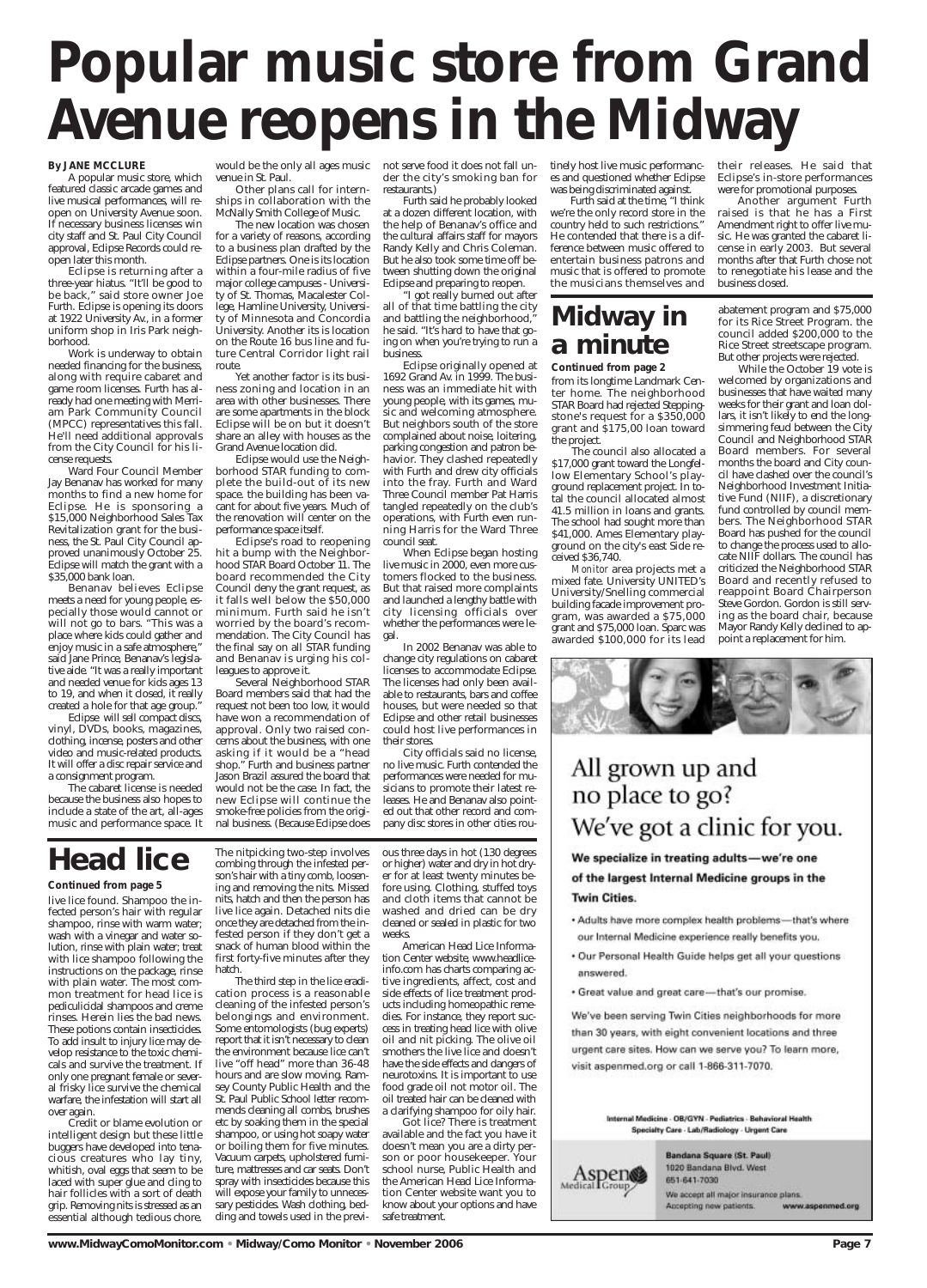# Popular music store from Grand Avenue reopens in the Midway

**By JANE MCCLURE**

A popular music store, which featured classic arcade games and live musical performances, will reopen on University Avenue soon. If necessary business licenses win city staff and St. Paul City Council approval, Eclipse Records could reopen later this month.

Eclipse is returning after a three-year hiatus. "It'll be good to be back," said store owner Joe Furth. Eclipse is opening its doors at 1922 University Av., in a former uniform shop in Iris Park neighborhood.

Work is underway to obtain needed financing for the business, along with require cabaret and game room licenses. Furth has already had one meeting with Merriam Park Community Council (MPCC) representatives this fall. He'll need additional approvals from the City Council for his license requests.

Ward Four Council Member Jay Benanav has worked for many months to find a new home for Eclipse. He is sponsoring a $15,000 Neighborhood Sales Tax Revitalization grant for the business, the St. Paul City Council approved unanimously October 25. Eclipse will match the grant with a $35,000 bank loan.

Benanav believes Eclipse meets a need for young people, especially those would cannot or will not go to bars. "This was a place where kids could gather and enjoy music in a safe atmosphere," said Jane Prince, Benanav's legislative aide. "It was a really important and needed venue for kids ages 13 to 19, and when it closed, it really created a hole for that age group."

Eclipse will sell compact discs, vinyl, DVDs, books, magazines, clothing, incense, posters and other video and music-related products. It will offer a disc repair service and a consignment program.

The cabaret license is needed because the business also hopes to include a state of the art, all-ages music and performance space. It would be the only all ages music venue in St. Paul.

Other plans call for internships in collaboration with the McNally Smith College of Music.

The new location was chosen for a variety of reasons, according to a business plan drafted by the Eclipse partners. One is its location within a four-mile radius of five major college campuses - University of St. Thomas, Macalester College, Hamline University, University of Minnesota and Concordia University. Another its is location on the Route 16 bus line and future Central Corridor light rail route.

Yet another factor is its business zoning and location in an area with other businesses. There are some apartments in the block Eclipse will be on but it doesn't share an alley with houses as the Grand Avenue location did.

Eclipse would use the Neighborhood STAR funding to complete the build-out of its new space. the building has been vacant for about five years. Much of the renovation will center on the performance space itself.

Eclipse's road to reopening hit a bump with the Neighborhood STAR Board October 11. The board recommended the City Council deny the grant request, as it falls well below the $50,000 minimum. Furth said he isn't worried by the board's recommendation. The City Council has the final say on all STAR funding and Benanav is urging his colleagues to approve it.

Several Neighborhood STAR Board members said that had the request not been too low, it would have won a recommendation of approval. Only two raised concerns about the business, with one asking if it would be a "head shop." Furth and business partner Jason Brazil assured the board that would not be the case. In fact, the new Eclipse will continue the smoke-free policies from the original business. (Because Eclipse does not serve food it does not fall under the city's smoking ban for restaurants.)

Furth said he probably looked at a dozen different location, with the help of Benanav's office and the cultural affairs staff for mayors Randy Kelly and Chris Coleman. But he also took some time off between shutting down the original Eclipse and preparing to reopen.

"I got really burned out after all of that time battling the city and battling the neighborhood," he said. "It's hard to have that going on when you're trying to run a business.

Eclipse originally opened at 1692 Grand Av. in 1999. The business was an immediate hit with young people, with its games, music and welcoming atmosphere. But neighbors south of the store complained about noise, loitering, parking congestion and patron behavior. They clashed repeatedly with Furth and drew city officials into the fray. Furth and Ward Three Council member Pat Harris tangled repeatedly on the club's operations, with Furth even running Harris for the Ward Three council seat.

When Eclipse began hosting live music in 2000, even more customers flocked to the business. But that raised more complaints and launched a lengthy battle with city licensing officials over whether the performances were legal.

In 2002 Benanav was able to change city regulations on cabaret licenses to accommodate Eclipse. The licenses had only been available to restaurants, bars and coffee houses, but were needed so that Eclipse and other retail businesses could host live performances in their stores.

City officials said no license, no live music. Furth contended the performances were needed for musicians to promote their latest releases. He and Benanav also pointed out that other record and company disc stores in other cities routinely host live music performances and questioned whether Eclipse was being discriminated against.

Furth said at the time, "I think we're the only record store in the country held to such restrictions." He contended that there is a difference between music offered to entertain business patrons and music that is offered to promote the musicians themselves and their releases. He said that Eclipse's in-store performances were for promotional purposes.

Another argument Furth raised is that he has a First Amendment right to offer live music. He was granted the cabaret license in early 2003. But several months after that Furth chose not to renegotiate his lease and the business closed.

# Midway in a minute

**Continued from page 2**

from its longtime Landmark Center home. The neighborhood STAR Board had rejected Steppingstone's request for a $350,000 grant and $175,00 loan toward the project.

The council also allocated a $17,000 grant toward the Longfellow Elementary School's playground replacement project. In total the council allocated almost 41.5 million in loans and grants. The school had sought more than $41,000. Ames Elementary playground on the city's east Side received $36,740.

*Monitor* area projects met a mixed fate. University UNITED's University/Snelling commercial building facade improvement program, was awarded a $75,000 grant and $75,000 loan. Sparc was awarded $100,000 for its lead abatement program and $75,000 for its Rice Street Program. the council added $200,000 to the Rice Street streetscape program. But other projects were rejected.

While the October 19 vote is welcomed by organizations and businesses that have waited many weeks for their grant and loan dollars, it isn't likely to end the long-simmering feud between the City Council and Neighborhood STAR Board members. For several months the board and City council have clashed over the council's Neighborhood Investment Initiative Fund (NIIF), a discretionary fund controlled by council members. The Neighborhood STAR Board has pushed for the council to change the process used to allocate NIIF dollars. The council has criticized the Neighborhood STAR Board and recently refused to reappoint Board Chairperson Steve Gordon. Gordon is still serving as the board chair, because Mayor Randy Kelly declined to appoint a replacement for him.

All grown up and no place to go?
We've got a clinic for you.

**We specialize in treating adults—we're one of the largest Internal Medicine groups in the Twin Cities.**

- Adults have more complex health problems—that's where our Internal Medicine experience really benefits you.
- Our Personal Health Guide helps get all your questions answered.
- Great value and great care—that's our promise.

We've been serving Twin Cities neighborhoods for more than 30 years, with eight convenient locations and three urgent care sites. How can we serve you? To learn more, visit aspenmed.org or call 1-866-311-7070.

Internal Medicine · OB/GYN · Pediatrics · Behavioral Health
Specialty Care · Lab/Radiology · Urgent Care

Aspen Medical Group

**Bandana Square (St. Paul)**
1020 Bandana Blvd. West
651-641-7030
We accept all major insurance plans.
Accepting new patients. www.aspenmed.org

# Head lice

**Continued from page 5**

live lice found. Shampoo the infected person's hair with regular shampoo, rinse with warm water; wash with a vinegar and water solution, rinse with plain water; treat with lice shampoo following the instructions on the package, rinse with plain water. The most common treatment for head lice is pediculicidal shampoos and creme rinses. Herein lies the bad news. These potions contain insecticides. To add insult to injury lice may develop resistance to the toxic chemicals and survive the treatment. If only one pregnant female or several frisky lice survive the chemical warfare, the infestation will start all over again.

Credit or blame evolution or intelligent design but these little buggers have developed into tenacious creatures who lay tiny, whitish, oval eggs that seem to be laced with super glue and cling to hair follicles with a sort of death grip. Removing nits is stressed as an essential although tedious chore. The nitpicking two-step involves combing through the infested person's hair with a tiny comb, loosening and removing the nits. Missed nits, hatch and then the person has live lice again. Detached nits die once they are detached from the infested person if they don't get a snack of human blood within the first forty-five minutes after they hatch.

The third step in the lice eradication process is a reasonable cleaning of the infested person's belongings and environment. Some entomologists (bug experts) report that it isn't necessary to clean the environment because lice can't live "off head" more than 36-48 hours and are slow moving. Ramsey County Public Health and the St. Paul Public School letter recommends cleaning all combs, brushes etc by soaking them in the special shampoo, or using hot soapy water or boiling them for five minutes. Vacuum carpets, upholstered furniture, mattresses and car seats. Don't spray with insecticides because this will expose your family to unnecessary pesticides. Wash clothing, bedding and towels used in the previous three days in hot (130 degrees or higher) water and dry in hot dryer for at least twenty minutes before using. Clothing, stuffed toys and cloth items that cannot be washed and dried can be dry cleaned or sealed in plastic for two weeks.

American Head Lice Information Center website, www.headliceinfo.com has charts comparing active ingredients, affect, cost and side effects of lice treatment products including homeopathic remedies. For instance, they report success in treating head lice with olive oil and nit picking. The olive oil smothers the live lice and doesn't have the side effects and dangers of neurotoxins. It is important to use food grade oil not motor oil. The oil treated hair can be cleaned with a clarifying shampoo for oily hair.

Got lice? There is treatment available and the fact you have it doesn't mean you are a dirty person or poor housekeeper. Your school nurse, Public Health and the American Head Lice Information Center website want you to know about your options and have safe treatment.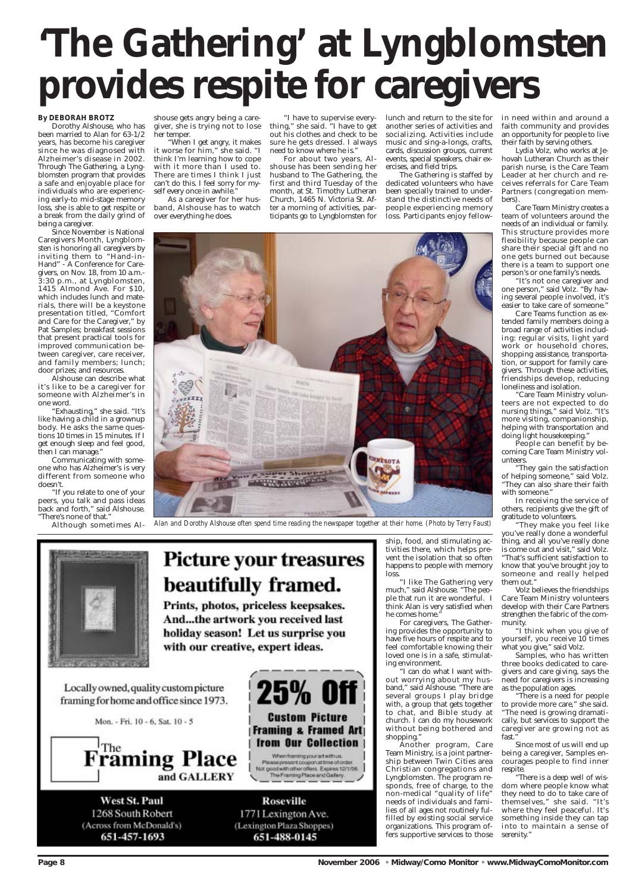# 'The Gathering' at Lyngblomsten provides respite for caregivers

**By DEBORAH BROTZ**

Dorothy Alshouse, who has been married to Alan for 63-1/2 years, has become his caregiver since he was diagnosed with Alzheimer's disease in 2002. Through The Gathering, a Lyngblomsten program that provides a safe and enjoyable place for individuals who are experiencing early-to mid-stage memory loss, she is able to get respite or a break from the daily grind of being a caregiver.

Since November is National Caregivers Month, Lyngblomsten is honoring all caregivers by inviting them to "Hand-in-Hand" - A Conference for Caregivers, on Nov. 18, from 10 a.m.-3:30 p.m., at Lyngblomsten, 1415 Almond Ave. For $10, which includes lunch and materials, there will be a keystone presentation titled, "Comfort and Care for the Caregiver," by Pat Samples; breakfast sessions that present practical tools for improved communication between caregiver, care receiver, and family members; lunch; door prizes; and resources.

Alshouse can describe what it's like to be a caregiver for someone with Alzheimer's in one word.

"Exhausting," she said. "It's like having a child in a grownup body. He asks the same questions 10 times in 15 minutes. If I get enough sleep and feel good, then I can manage."

Communicating with someone who has Alzheimer's is very different from someone who doesn't.

"If you relate to one of your peers, you talk and pass ideas back and forth," said Alshouse. "There's none of that."

Although sometimes Alshouse gets angry being a caregiver, she is trying not to lose her temper.

"When I get angry, it makes it worse for him," she said. "I think I'm learning how to cope with it more than I used to. There are times I think I just can't do this. I feel sorry for myself every once in awhile."

As a caregiver for her husband, Alshouse has to watch over everything he does.

"I have to supervise everything," she said. "I have to get out his clothes and check to be sure he gets dressed. I always need to know where he is."

For about two years, Alshouse has been sending her husband to The Gathering, the first and third Tuesday of the month, at St. Timothy Lutheran Church, 1465 N. Victoria St. After a morning of activities, participants go to Lyngblomsten for lunch and return to the site for another series of activities and socializing. Activities include music and sing-a-longs, crafts, cards, discussion groups, current events, special speakers, chair exercises, and field trips.

The Gathering is staffed by dedicated volunteers who have been specially trained to understand the distinctive needs of people experiencing memory loss. Participants enjoy fellowship, food, and stimulating activities there, which helps prevent the isolation that so often happens to people with memory loss.

*Alan and Dorothy Alshouse often spend time reading the newspaper together at their home. (Photo by Terry Faust)*

"I like The Gathering very much," said Alshouse. "The people that run it are wonderful. I think Alan is very satisfied when he comes home."

For caregivers, The Gathering provides the opportunity to have five hours of respite and to feel comfortable knowing their loved one is in a safe, stimulating environment.

"I can do what I want without worrying about my husband," said Alshouse. "There are several groups I play bridge with, a group that gets together to chat, and Bible study at church. I can do my housework without being bothered and shopping."

Another program, Care Team Ministry, is a joint partnership between Twin Cities area Christian congregations and Lyngblomsten. The program responds, free of charge, to the non-medical "quality of life" needs of individuals and families of all ages not routinely fulfilled by existing social service organizations. This program offers supportive services to those in need within and around a faith community and provides an opportunity for people to live their faith by serving others.

Lydia Volz, who works at Jehovah Lutheran Church as their parish nurse, is the Care Team Leader at her church and receives referrals for Care Team Partners (congregation members).

Care Team Ministry creates a team of volunteers around the needs of an individual or family. This structure provides more flexibility because people can share their special gift and no one gets burned out because there is a team to support one person's or one family's needs.

"It's not one caregiver and one person," said Volz. "By having several people involved, it's easier to take care of someone."

Care Teams function as extended family members doing a broad range of activities including: regular visits, light yard work or household chores, shopping assistance, transportation, or support for family caregivers. Through these activities, friendships develop, reducing loneliness and isolation.

"Care Team Ministry volunteers are not expected to do nursing things," said Volz. "It's more visiting, companionship, helping with transportation and doing light housekeeping."

People can benefit by becoming Care Team Ministry volunteers.

"They gain the satisfaction of helping someone," said Volz. "They can also share their faith with someone."

In receiving the service of others, recipients give the gift of gratitude to volunteers.

"They make you feel like you've really done a wonderful thing, and all you've really done is come out and visit," said Volz. "That's sufficient satisfaction to know that you've brought joy to someone and really helped them out."

Volz believes the friendships Care Team Ministry volunteers develop with their Care Partners strengthen the fabric of the community.

"I think when you give of yourself, you receive 10 times what you give," said Volz.

Samples, who has written three books dedicated to caregivers and care giving, says the need for caregivers is increasing as the population ages.

"There is a need for people to provide more care," she said. "The need is growing dramatically, but services to support the caregiver are growing not as fast."

Since most of us will end up being a caregiver, Samples encourages people to find inner respite.

"There is a deep well of wisdom where people know what they need to do to take care of themselves," she said. "It's where they feel peaceful. It's something inside they can tap into to maintain a sense of serenity."

---

**Picture your treasures beautifully framed.**

**Prints, photos, priceless keepsakes. And...the artwork you received last holiday season! Let us surprise you with our creative, expert ideas.**

Locally owned, quality custom picture framing for home and office since 1973.

Mon. - Fri. 10 - 6, Sat. 10 - 5

**The Framing Place and GALLERY**

**25% Off Custom Picture Framing & Framed Art from Our Collection**

When framing your art with us. Please present coupon at time of order. Not good with other offers. Expires 12/1/06. The Framing Place and Gallery.

**West St. Paul**
1268 South Robert
(Across from McDonald's)
651-457-1693

**Roseville**
1771 Lexington Ave.
(Lexington Plaza Shoppes)
651-488-0145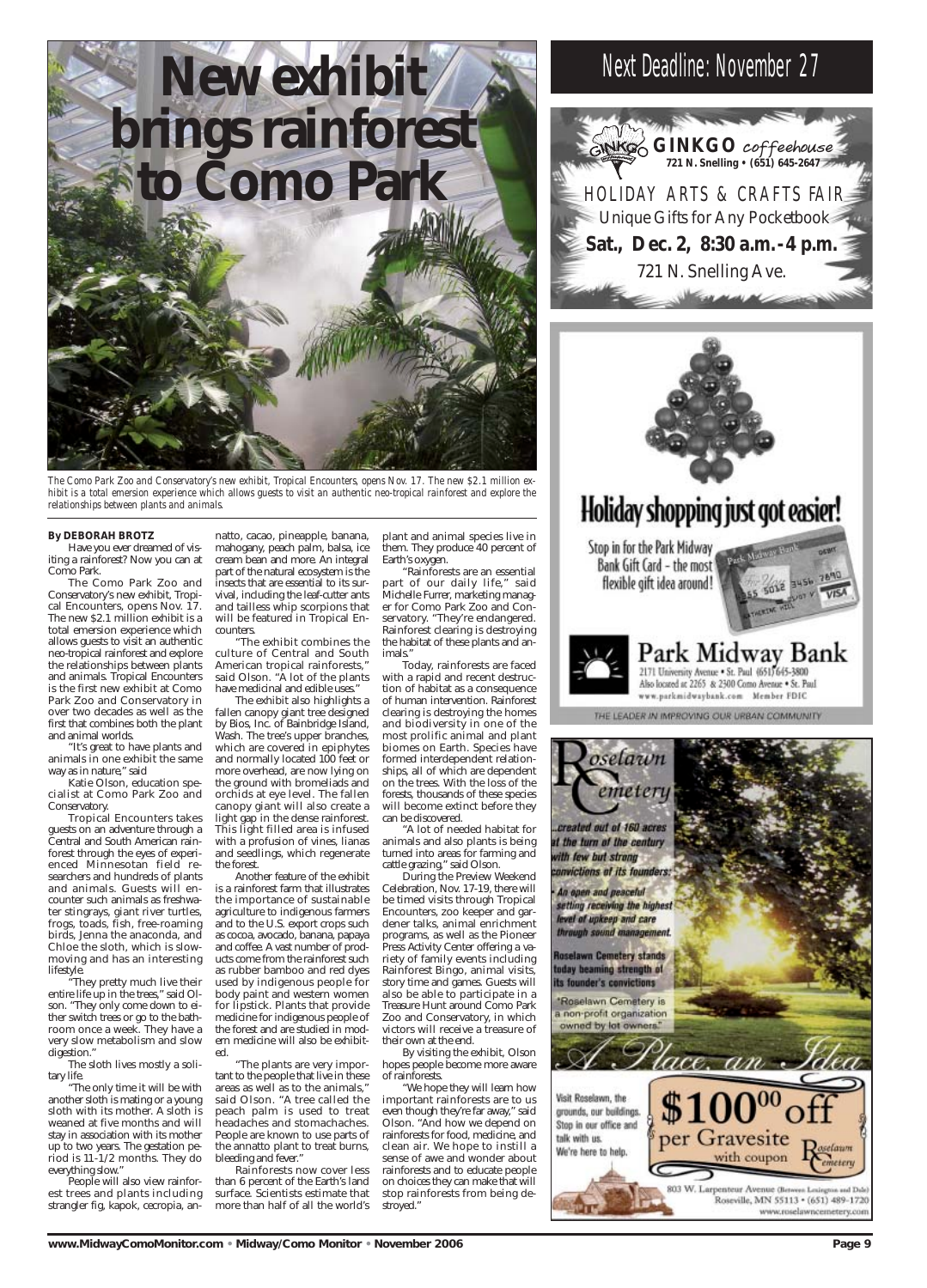# New exhibit brings rainforest to Como Park

*The Como Park Zoo and Conservatory's new exhibit, Tropical Encounters, opens Nov. 17. The new $2.1 million exhibit is a total emersion experience which allows guests to visit an authentic neo-tropical rainforest and explore the relationships between plants and animals.*

**By DEBORAH BROTZ**

Have you ever dreamed of visiting a rainforest? Now you can at Como Park.

The Como Park Zoo and Conservatory's new exhibit, Tropical Encounters, opens Nov. 17. The new $2.1 million exhibit is a total emersion experience which allows guests to visit an authentic neo-tropical rainforest and explore the relationships between plants and animals. Tropical Encounters is the first new exhibit at Como Park Zoo and Conservatory in over two decades as well as the first that combines both the plant and animal worlds.

"It's great to have plants and animals in one exhibit the same way as in nature," said

Katie Olson, education specialist at Como Park Zoo and Conservatory.

Tropical Encounters takes guests on an adventure through a Central and South American rainforest through the eyes of experienced Minnesotan field researchers and hundreds of plants and animals. Guests will encounter such animals as freshwater stingrays, giant river turtles, frogs, toads, fish, free-roaming birds, Jenna the anaconda, and Chloe the sloth, which is slow-moving and has an interesting lifestyle.

"They pretty much live their entire life up in the trees," said Olson. "They only come down to either switch trees or go to the bathroom once a week. They have a very slow metabolism and slow digestion."

The sloth lives mostly a solitary life.

"The only time it will be with another sloth is mating or a young sloth with its mother. A sloth is weaned at five months and will stay in association with its mother up to two years. The gestation period is 11-1/2 months. They do everything slow."

People will also view rainforest trees and plants including strangler fig, kapok, cecropia, annatto, cacao, pineapple, banana, mahogany, peach palm, balsa, ice cream bean and more. An integral part of the natural ecosystem is the insects that are essential to its survival, including the leaf-cutter ants and tailless whip scorpions that will be featured in Tropical Encounters.

"The exhibit combines the culture of Central and South American tropical rainforests," said Olson. "A lot of the plants have medicinal and edible uses."

The exhibit also highlights a fallen canopy giant tree designed by Bios, Inc. of Bainbridge Island, Wash. The tree's upper branches, which are covered in epiphytes and normally located 100 feet or more overhead, are now lying on the ground with bromeliads and orchids at eye level. The fallen canopy giant will also create a light gap in the dense rainforest. This light filled area is infused with a profusion of vines, lianas and seedlings, which regenerate the forest.

Another feature of the exhibit is a rainforest farm that illustrates the importance of sustainable agriculture to indigenous farmers and to the U.S. export crops such as cocoa, avocado, banana, papaya and coffee. A vast number of products come from the rainforest such as rubber bamboo and red dyes used by indigenous people for body paint and western women for lipstick. Plants that provide medicine for indigenous people of the forest and are studied in modern medicine will also be exhibited.

"The plants are very important to the people that live in these areas as well as to the animals," said Olson. "A tree called the peach palm is used to treat headaches and stomachaches. People are known to use parts of the annatto plant to treat burns, bleeding and fever."

Rainforests now cover less than 6 percent of the Earth's land surface. Scientists estimate that more than half of all the world's plant and animal species live in them. They produce 40 percent of Earth's oxygen.

"Rainforests are an essential part of our daily life," said Michelle Furrer, marketing manager for Como Park Zoo and Conservatory. "They're endangered. Rainforest clearing is destroying the habitat of these plants and animals."

Today, rainforests are faced with a rapid and recent destruction of habitat as a consequence of human intervention. Rainforest clearing is destroying the homes and biodiversity in one of the most prolific animal and plant biomes on Earth. Species have formed interdependent relationships, all of which are dependent on the trees. With the loss of the forests, thousands of these species will become extinct before they can be discovered.

"A lot of needed habitat for animals and also plants is being turned into areas for farming and cattle grazing," said Olson.

During the Preview Weekend Celebration, Nov. 17-19, there will be timed visits through Tropical Encounters, zoo keeper and gardener talks, animal enrichment programs, as well as the Pioneer Press Activity Center offering a variety of family events including Rainforest Bingo, animal visits, story time and games. Guests will also be able to participate in a Treasure Hunt around Como Park Zoo and Conservatory, in which victors will receive a treasure of their own at the end.

By visiting the exhibit, Olson hopes people become more aware of rainforests.

"We hope they will learn how important rainforests are to us even though they're far away," said Olson. "And how we depend on rainforests for food, medicine, and clean air. We hope to instill a sense of awe and wonder about rainforests and to educate people on choices they can make that will stop rainforests from being destroyed."

---

Next Deadline: November 27

---

**GINKGO** *coffeehouse*
**721 N. Snelling • (651) 645-2647**

HOLIDAY ARTS & CRAFTS FAIR
Unique Gifts for Any Pocketbook
**Sat., Dec. 2, 8:30 a.m.-4 p.m.**
721 N. Snelling Ave.

---

# Holiday shopping just got easier!

Stop in for the Park Midway Bank Gift Card – the most flexible gift idea around!

**Park Midway Bank**
2171 University Avenue • St. Paul (651) 645-3800
Also located at 2265 & 2300 Como Avenue • St. Paul
www.parkmidwaybank.com Member FDIC

THE LEADER IN IMPROVING OUR URBAN COMMUNITY

---

**Roselawn Cemetery**

...created out of 160 acres at the turn of the century with few but strong convictions of its founders:

- An open and peaceful setting receiving the highest level of upkeep and care through sound management.

Roselawn Cemetery stands today beaming strength of its founder's convictions

"Roselawn Cemetery is a non-profit organization owned by lot owners."

*A Place, an Idea*

Visit Roselawn, the grounds, our buildings. Stop in our office and talk with us. We're here to help.

**$100^00 off per Gravesite with coupon**

803 W. Larpenteur Avenue (Between Lexington and Dale)
Roseville, MN 55113 • (651) 489-1720
www.roselawncemetery.com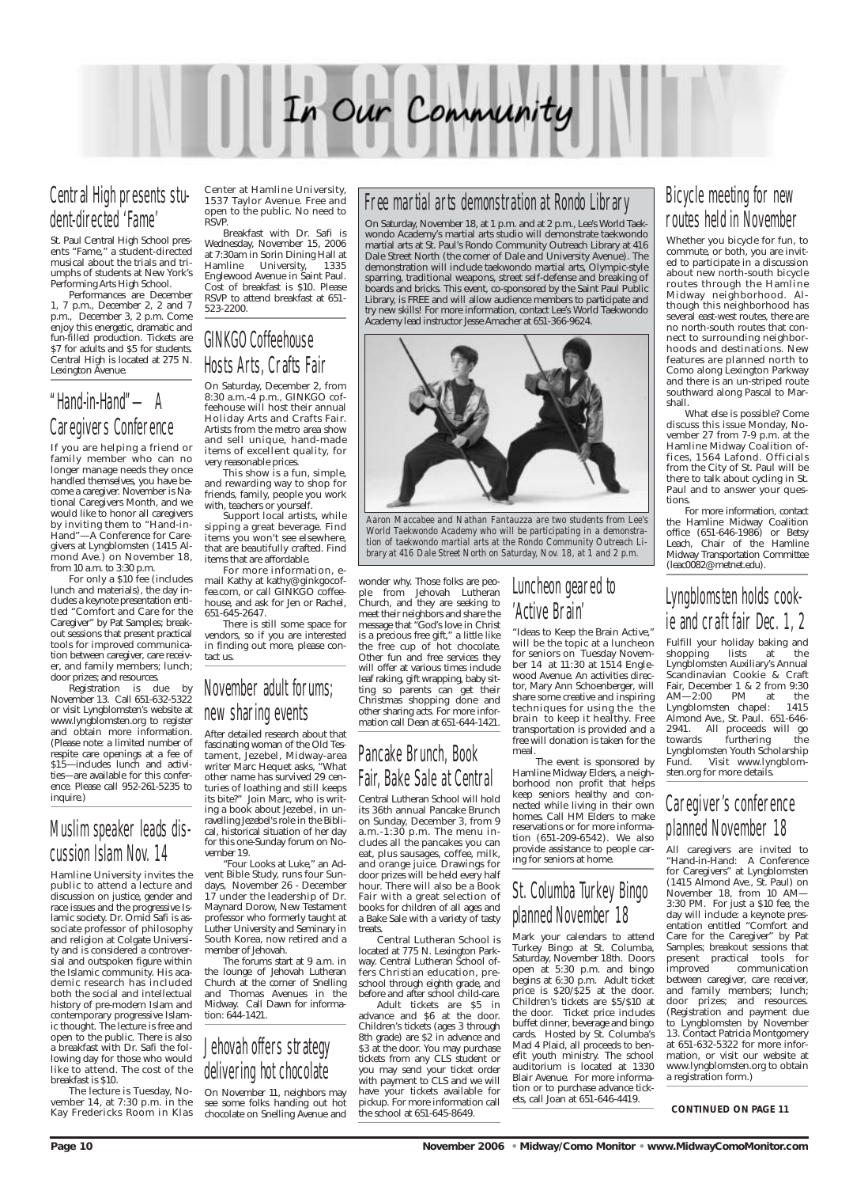# In Our Community

## Central High presents student-directed 'Fame'

St. Paul Central High School presents "Fame," a student-directed musical about the trials and triumphs of students at New York's Performing Arts High School.

Performances are December 1, 7 p.m., December 2, 2 and 7 p.m., December 3, 2 p.m. Come enjoy this energetic, dramatic and fun-filled production. Tickets are $7 for adults and $5 for students. Central High is located at 275 N. Lexington Avenue.

## "Hand-in-Hand"— A Caregivers Conference

If you are helping a friend or family member who can no longer manage needs they once handled themselves, you have become a caregiver. November is National Caregivers Month, and we would like to honor all caregivers by inviting them to "Hand-in-Hand"—A Conference for Caregivers at Lyngblomsten (1415 Almond Ave.) on November 18, from 10 a.m. to 3:30 p.m.

For only a $10 fee (includes lunch and materials), the day includes a keynote presentation entitled "Comfort and Care for the Caregiver" by Pat Samples; breakout sessions that present practical tools for improved communication between caregiver, care receiver, and family members; lunch; door prizes; and resources.

Registration is due by November 13. Call 651-632-5322 or visit Lyngblomsten's website at www.lyngblomsten.org to register and obtain more information. (Please note: a limited number of respite care openings at a fee of $15—includes lunch and activities—are available for this conference. Please call 952-261-5235 to inquire.)

## Muslim speaker leads discussion Islam Nov. 14

Hamline University invites the public to attend a lecture and discussion on justice, gender and race issues and the progressive Islamic society. Dr. Omid Safi is associate professor of philosophy and religion at Colgate University and is considered a controversial and outspoken figure within the Islamic community. His academic research has included both the social and intellectual history of pre-modern Islam and contemporary progressive Islamic thought. The lecture is free and open to the public. There is also a breakfast with Dr. Safi the following day for those who would like to attend. The cost of the breakfast is $10.

The lecture is Tuesday, November 14, at 7:30 p.m. in the Kay Fredericks Room in Klas Center at Hamline University, 1537 Taylor Avenue. Free and open to the public. No need to RSVP.

Breakfast with Dr. Safi is Wednesday, November 15, 2006 at 7:30am in Sorin Dining Hall at Hamline University, 1335 Englewood Avenue in Saint Paul. Cost of breakfast is $10. Please RSVP to attend breakfast at 651-523-2200.

## GINKGO Coffeehouse Hosts Arts, Crafts Fair

On Saturday, December 2, from 8:30 a.m.-4 p.m., GINKGO coffeehouse will host their annual Holiday Arts and Crafts Fair. Artists from the metro area show and sell unique, hand-made items of excellent quality, for very reasonable prices.

This show is a fun, simple, and rewarding way to shop for friends, family, people you work with, teachers or yourself.

Support local artists, while sipping a great beverage. Find items you won't see elsewhere, that are beautifully crafted. Find items that are affordable.

For more information, e-mail Kathy at kathy@ginkgocoffee.com, or call GINKGO coffeehouse, and ask for Jen or Rachel, 651-645-2647.

There is still some space for vendors, so if you are interested in finding out more, please contact us.

## November adult forums; new sharing events

After detailed research about that fascinating woman of the Old Testament, Jezebel, Midway-area writer Marc Hequet asks, "What other name has survived 29 centuries of loathing and still keeps its bite?" Join Marc, who is writing a book about Jezebel, in unravelling Jezebel's role in the Biblical, historical situation of her day for this one-Sunday forum on November 19.

"Four Looks at Luke," an Advent Bible Study, runs four Sundays, November 26 - December 17 under the leadership of Dr. Maynard Dorow, New Testament professor who formerly taught at Luther University and Seminary in South Korea, now retired and a member of Jehovah.

The forums start at 9 a.m. in the lounge of Jehovah Lutheran Church at the corner of Snelling and Thomas Avenues in the Midway. Call Dawn for information: 644-1421.

## Jehovah offers strategy delivering hot chocolate

On November 11, neighbors may see some folks handing out hot chocolate on Snelling Avenue and wonder why. Those folks are people from Jehovah Lutheran Church, and they are seeking to meet their neighbors and share the message that "God's love in Christ is a precious free gift," a little like the free cup of hot chocolate. Other fun and free services they will offer at various times include leaf raking, gift wrapping, baby sitting so parents can get their Christmas shopping done and other sharing acts. For more information call Dean at 651-644-1421.

## Free martial arts demonstration at Rondo Library

On Saturday, November 18, at 1 p.m. and at 2 p.m., Lee's World Taekwondo Academy's martial arts studio will demonstrate taekwondo martial arts at St. Paul's Rondo Community Outreach Library at 416 Dale Street North (the corner of Dale and University Avenue). The demonstration will include taekwondo martial arts, Olympic-style sparring, traditional weapons, street self-defense and breaking of boards and bricks. This event, co-sponsored by the Saint Paul Public Library, is FREE and will allow audience members to participate and try new skills! For more information, contact Lee's World Taekwondo Academy lead instructor Jesse Amacher at 651-366-9624.

*Aaron Maccabee and Nathan Fantauzza are two students from Lee's World Taekwondo Academy who will be participating in a demonstration of taekwondo martial arts at the Rondo Community Outreach Library at 416 Dale Street North on Saturday, Nov. 18, at 1 and 2 p.m.*

## Pancake Brunch, Book Fair, Bake Sale at Central

Central Lutheran School will hold its 36th annual Pancake Brunch on Sunday, December 3, from 9 a.m.-1:30 p.m. The menu includes all the pancakes you can eat, plus sausages, coffee, milk, and orange juice. Drawings for door prizes will be held every half hour. There will also be a Book Fair with a great selection of books for children of all ages and a Bake Sale with a variety of tasty treats.

Central Lutheran School is located at 775 N. Lexington Parkway. Central Lutheran School offers Christian education, preschool through eighth grade, and before and after school child-care.

Adult tickets are $5 in advance and $6 at the door. Children's tickets (ages 3 through 8th grade) are $2 in advance and $3 at the door. You may purchase tickets from any CLS student or you may send your ticket order with payment to CLS and we will have your tickets available for pickup. For more information call the school at 651-645-8649.

## Luncheon geared to 'Active Brain'

"Ideas to Keep the Brain Active," will be the topic at a luncheon for seniors on Tuesday November 14 at 11:30 at 1514 Englewood Avenue. An activities director, Mary Ann Schoenberger, will share some creative and inspiring techniques for using the the brain to keep it healthy. Free transportation is provided and a free will donation is taken for the meal.

The event is sponsored by Hamline Midway Elders, a neighborhood non profit that helps keep seniors healthy and connected while living in their own homes. Call HM Elders to make reservations or for more information (651-209-6542). We also provide assistance to people caring for seniors at home.

## St. Columba Turkey Bingo planned November 18

Mark your calendars to attend Turkey Bingo at St. Columba, Saturday, November 18th. Doors open at 5:30 p.m. and bingo begins at 6:30 p.m. Adult ticket price is $20/$25 at the door. Children's tickets are $5/$10 at the door. Ticket price includes buffet dinner, beverage and bingo cards. Hosted by St. Columba's Mad 4 Plaid, all proceeds to benefit youth ministry. The school auditorium is located at 1330 Blair Avenue. For more information or to purchase advance tickets, call Joan at 651-646-4419.

## Bicycle meeting for new routes held in November

Whether you bicycle for fun, to commute, or both, you are invited to participate in a discussion about new north-south bicycle routes through the Hamline Midway neighborhood. Although this neighborhood has several east-west routes, there are no north-south routes that connect to surrounding neighborhoods and destinations. New features are planned north to Como along Lexington Parkway and there is an un-striped route southward along Pascal to Marshall.

What else is possible? Come discuss this issue Monday, November 27 from 7-9 p.m. at the Hamline Midway Coalition offices, 1564 Lafond. Officials from the City of St. Paul will be there to talk about cycling in St. Paul and to answer your questions.

For more information, contact the Hamline Midway Coalition office (651-646-1986) or Betsy Leach, Chair of the Hamline Midway Transportation Committee (leac0082@metnet.edu).

## Lyngblomsten holds cookie and craft fair Dec. 1, 2

Fulfill your holiday baking and shopping lists at the Lyngblomsten Auxiliary's Annual Scandinavian Cookie & Craft Fair, December 1 & 2 from 9:30 AM—2:00 PM at the Lyngblomsten chapel: 1415 Almond Ave., St. Paul. 651-646-2941. All proceeds will go towards furthering the Lyngblomsten Youth Scholarship Fund. Visit www.lyngblomsten.org for more details.

## Caregiver's conference planned November 18

All caregivers are invited to "Hand-in-Hand: A Conference for Caregivers" at Lyngblomsten (1415 Almond Ave., St. Paul) on November 18, from 10 AM—3:30 PM. For just a $10 fee, the day will include: a keynote presentation entitled "Comfort and Care for the Caregiver" by Pat Samples; breakout sessions that present practical tools for improved communication between caregiver, care receiver, and family members; lunch; door prizes; and resources. (Registration and payment due to Lyngblomsten by November 13. Contact Patricia Montgomery at 651-632-5322 for more information, or visit our website at www.lyngblomsten.org to obtain a registration form.)

**CONTINUED ON PAGE 11**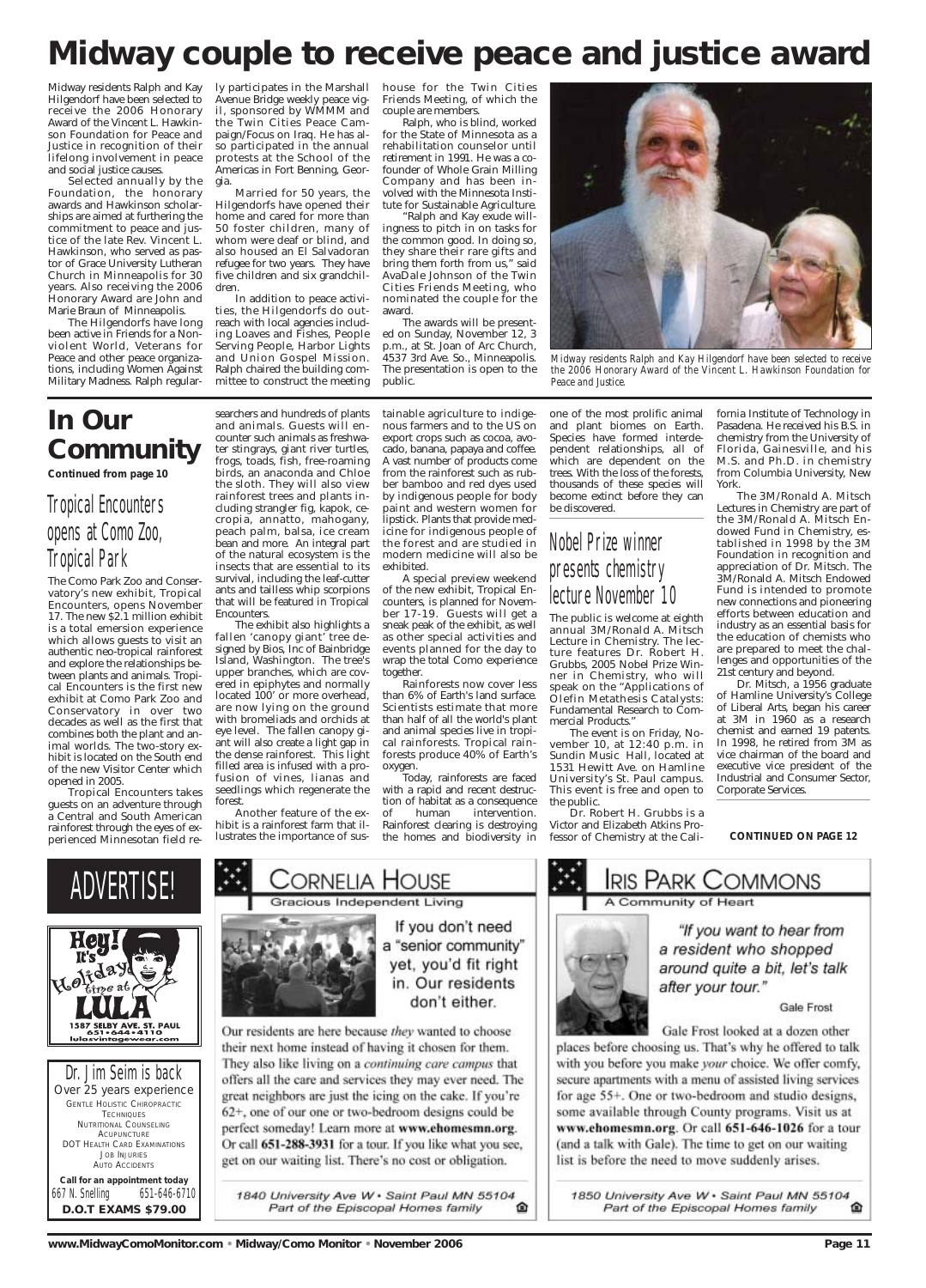# Midway couple to receive peace and justice award

Midway residents Ralph and Kay Hilgendorf have been selected to receive the 2006 Honorary Award of the Vincent L. Hawkinson Foundation for Peace and Justice in recognition of their lifelong involvement in peace and social justice causes.

Selected annually by the Foundation, the honorary awards and Hawkinson scholarships are aimed at furthering the commitment to peace and justice of the late Rev. Vincent L. Hawkinson, who served as pastor of Grace University Lutheran Church in Minneapolis for 30 years. Also receiving the 2006 Honorary Award are John and Marie Braun of Minneapolis.

The Hilgendorfs have long been active in Friends for a Nonviolent World, Veterans for Peace and other peace organizations, including Women Against Military Madness. Ralph regularly participates in the Marshall Avenue Bridge weekly peace vigil, sponsored by WMMM and the Twin Cities Peace Campaign/Focus on Iraq. He has also participated in the annual protests at the School of the Americas in Fort Benning, Georgia.

Married for 50 years, the Hilgendorfs have opened their home and cared for more than 50 foster children, many of whom were deaf or blind, and also housed an El Salvadoran refugee for two years. They have five children and six grandchildren.

In addition to peace activities, the Hilgendorfs do outreach with local agencies including Loaves and Fishes, People Serving People, Harbor Lights and Union Gospel Mission. Ralph chaired the building committee to construct the meeting house for the Twin Cities Friends Meeting, of which the couple are members.

Ralph, who is blind, worked for the State of Minnesota as a rehabilitation counselor until retirement in 1991. He was a cofounder of Whole Grain Milling Company and has been involved with the Minnesota Institute for Sustainable Agriculture.

"Ralph and Kay exude willingness to pitch in on tasks for the common good. In doing so, they share their rare gifts and bring them forth from us," said AvaDale Johnson of the Twin Cities Friends Meeting, who nominated the couple for the award.

The awards will be presented on Sunday, November 12, 3 p.m., at St. Joan of Arc Church, 4537 3rd Ave. So., Minneapolis. The presentation is open to the public.

*Midway residents Ralph and Kay Hilgendorf have been selected to receive the 2006 Honorary Award of the Vincent L. Hawkinson Foundation for Peace and Justice.*

# In Our Community

**Continued from page 10**

## Tropical Encounters opens at Como Zoo, Tropical Park

The Como Park Zoo and Conservatory's new exhibit, Tropical Encounters, opens November 17. The new $2.1 million exhibit is a total emersion experience which allows guests to visit an authentic neo-tropical rainforest and explore the relationships between plants and animals. Tropical Encounters is the first new exhibit at Como Park Zoo and Conservatory in over two decades as well as the first that combines both the plant and animal worlds. The two-story exhibit is located on the South end of the new Visitor Center which opened in 2005.

Tropical Encounters takes guests on an adventure through a Central and South American rainforest through the eyes of experienced Minnesotan field researchers and hundreds of plants and animals. Guests will encounter such animals as freshwater stingrays, giant river turtles, frogs, toads, fish, free-roaming birds, an anaconda and Chloe the sloth. They will also view rainforest trees and plants including strangler fig, kapok, cecropia, annatto, mahogany, peach palm, balsa, ice cream bean and more. An integral part of the natural ecosystem is the insects that are essential to its survival, including the leaf-cutter ants and tailless whip scorpions that will be featured in Tropical Encounters.

The exhibit also highlights a fallen 'canopy giant' tree designed by Bios, Inc of Bainbridge Island, Washington. The tree's upper branches, which are covered in epiphytes and normally located 100' or more overhead, are now lying on the ground with bromeliads and orchids at eye level. The fallen canopy giant will also create a light gap in the dense rainforest. This light filled area is infused with a profusion of vines, lianas and seedlings which regenerate the forest.

Another feature of the exhibit is a rainforest farm that illustrates the importance of sustainable agriculture to indigenous farmers and to the US on export crops such as cocoa, avocado, banana, papaya and coffee. A vast number of products come from the rainforest such as rubber bamboo and red dyes used by indigenous people for body paint and western women for lipstick. Plants that provide medicine for indigenous people of the forest and are studied in modern medicine will also be exhibited.

A special preview weekend of the new exhibit, Tropical Encounters, is planned for November 17-19. Guests will get a sneak peak of the exhibit, as well as other special activities and events planned for the day to wrap the total Como experience together.

Rainforests now cover less than 6% of Earth's land surface. Scientists estimate that more than half of all the world's plant and animal species live in tropical rainforests. Tropical rainforests produce 40% of Earth's oxygen.

Today, rainforests are faced with a rapid and recent destruction of habitat as a consequence of human intervention. Rainforest clearing is destroying the homes and biodiversity in one of the most prolific animal and plant biomes on Earth. Species have formed interdependent relationships, all of which are dependent on the trees. With the loss of the forests, thousands of these species will become extinct before they can be discovered.

## Nobel Prize winner presents chemistry lecture November 10

The public is welcome at eighth annual 3M/Ronald A. Mitsch Lecture in Chemistry. The lecture features Dr. Robert H. Grubbs, 2005 Nobel Prize Winner in Chemistry, who will speak on the "Applications of Olefin Metathesis Catalysts: Fundamental Research to Commercial Products."

The event is on Friday, November 10, at 12:40 p.m. in Sundin Music Hall, located at 1531 Hewitt Ave. on Hamline University's St. Paul campus. This event is free and open to the public.

Dr. Robert H. Grubbs is a Victor and Elizabeth Atkins Professor of Chemistry at the California Institute of Technology in Pasadena. He received his B.S. in chemistry from the University of Florida, Gainesville, and his M.S. and Ph.D. in chemistry from Columbia University, New York.

The 3M/Ronald A. Mitsch Lectures in Chemistry are part of the 3M/Ronald A. Mitsch Endowed Fund in Chemistry, established in 1998 by the 3M Foundation in recognition and appreciation of Dr. Mitsch. The 3M/Ronald A. Mitsch Endowed Fund is intended to promote new connections and pioneering efforts between education and industry as an essential basis for the education of chemists who are prepared to meet the challenges and opportunities of the 21st century and beyond.

Dr. Mitsch, a 1956 graduate of Hamline University's College of Liberal Arts, began his career at 3M in 1960 as a research chemist and earned 19 patents. In 1998, he retired from 3M as vice chairman of the board and executive vice president of the Industrial and Consumer Sector, Corporate Services.

**CONTINUED ON PAGE 12**

ADVERTISE!

Hey! It's Holiday time at LULA
1587 SELBY AVE. ST. PAUL
651•644•4110
lulasvintagewear.com

Dr. Jim Seim is back
Over 25 years experience
GENTLE HOLISTIC CHIROPRACTIC TECHNIQUES
NUTRITIONAL COUNSELING
ACUPUNCTURE
DOT HEALTH CARD EXAMINATIONS
JOB INJURIES
AUTO ACCIDENTS
**Call for an appointment today**
667 N. Snelling 651-646-6710
**D.O.T EXAMS $79.00**

CORNELIA HOUSE
Gracious Independent Living

If you don't need a "senior community" yet, you'd fit right in. Our residents don't either.

Our residents are here because *they* wanted to choose their next home instead of having it chosen for them. They also like living on a *continuing care campus* that offers all the care and services they may ever need. The great neighbors are just the icing on the cake. If you're 62+, one of our one or two-bedroom designs could be perfect someday! Learn more at **www.ehomesmn.org**. Or call **651-288-3931** for a tour. If you like what you see, get on our waiting list. There's no cost or obligation.

*1840 University Ave W • Saint Paul MN 55104*
*Part of the Episcopal Homes family*

IRIS PARK COMMONS
A Community of Heart

*"If you want to hear from a resident who shopped around quite a bit, let's talk after your tour."*

Gale Frost

Gale Frost looked at a dozen other places before choosing us. That's why he offered to talk with you before you make *your* choice. We offer comfy, secure apartments with a menu of assisted living services for age 55+. One or two-bedroom and studio designs, some available through County programs. Visit us at **www.ehomesmn.org**. Or call **651-646-1026** for a tour (and a talk with Gale). The time to get on our waiting list is before the need to move suddenly arises.

*1850 University Ave W • Saint Paul MN 55104*
*Part of the Episcopal Homes family*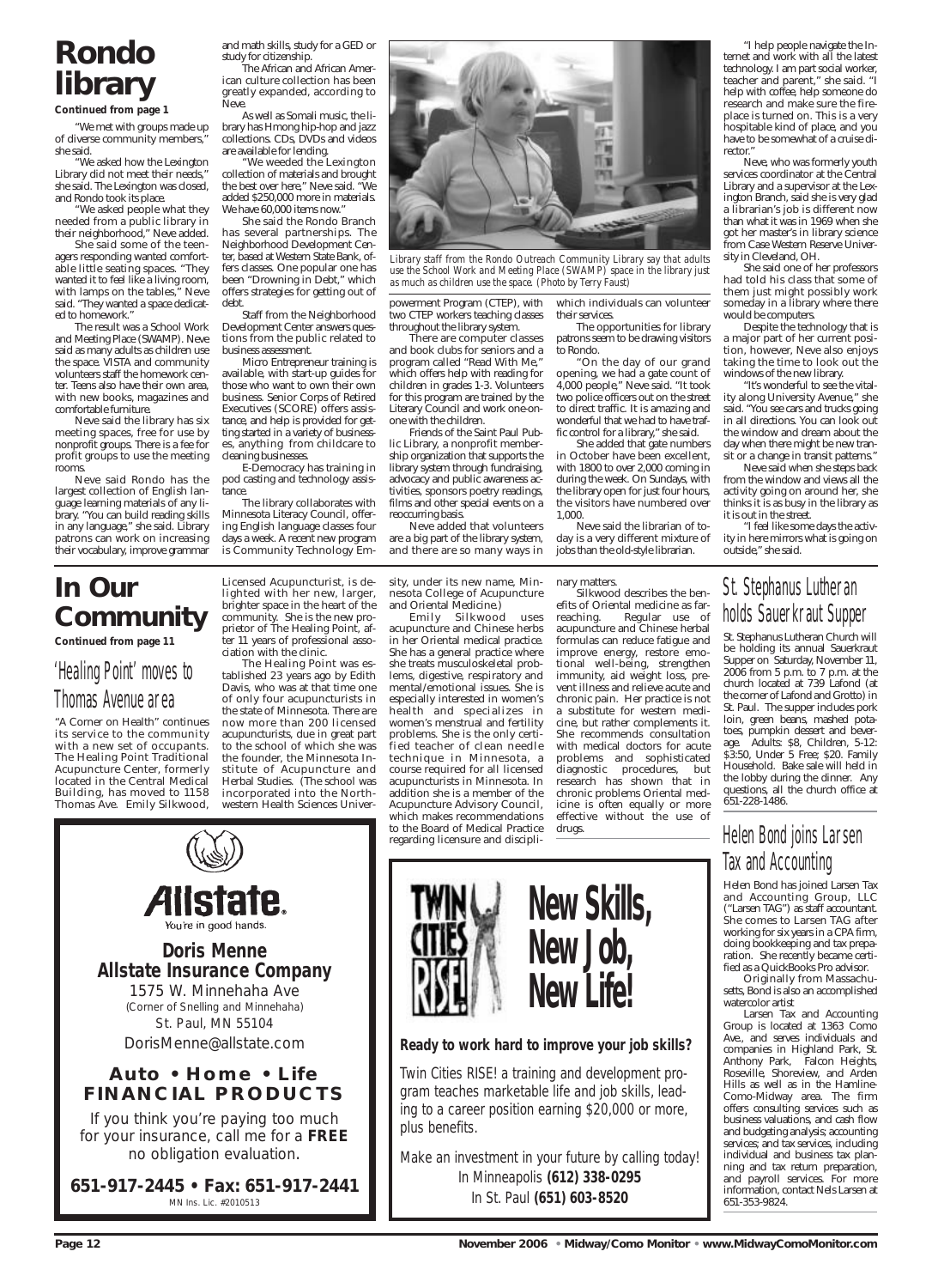# Rondo library

**Continued from page 1**

"We met with groups made up of diverse community members," she said.

"We asked how the Lexington Library did not meet their needs," she said. The Lexington was closed, and Rondo took its place.

"We asked people what they needed from a public library in their neighborhood," Neve added.

She said some of the teenagers responding wanted comfortable little seating spaces. "They wanted it to feel like a living room, with lamps on the tables," Neve said. "They wanted a space dedicated to homework."

The result was a School Work and Meeting Place (SWAMP). Neve said as many adults as children use the space. VISTA and community volunteers staff the homework center. Teens also have their own area, with new books, magazines and comfortable furniture.

Neve said the library has six meeting spaces, free for use by nonprofit groups. There is a fee for profit groups to use the meeting rooms.

Neve said Rondo has the largest collection of English language learning materials of any library. "You can build reading skills in any language," she said. Library patrons can work on increasing their vocabulary, improve grammar and math skills, study for a GED or study for citizenship.

The African and African American culture collection has been greatly expanded, according to Neve.

As well as Somali music, the library has Hmong hip-hop and jazz collections. CDs, DVDs and videos are available for lending.

"We weeded the Lexington collection of materials and brought the best over here," Neve said. "We added $250,000 more in materials. We have 60,000 items now."

She said the Rondo Branch has several partnerships. The Neighborhood Development Center, based at Western State Bank, offers classes. One popular one has been "Drowning in Debt," which offers strategies for getting out of debt.

Staff from the Neighborhood Development Center answers questions from the public related to business assessment.

Micro Entrepreneur training is available, with start-up guides for those who want to own their own business. Senior Corps of Retired Executives (SCORE) offers assistance, and help is provided for getting started in a variety of businesses, anything from childcare to cleaning businesses.

E-Democracy has training in pod casting and technology assistance.

The library collaborates with Minnesota Literacy Council, offering English language classes four days a week. A recent new program is Community Technology Empowerment Program (CTEP), with two CTEP workers teaching classes throughout the library system.

*Library staff from the Rondo Outreach Community Library say that adults use the School Work and Meeting Place (SWAMP) space in the library just as much as children use the space. (Photo by Terry Faust)*

There are computer classes and book clubs for seniors and a program called "Read With Me," which offers help with reading for children in grades 1-3. Volunteers for this program are trained by the Literary Council and work one-on-one with the children.

Friends of the Saint Paul Public Library, a nonprofit membership organization that supports the library system through fundraising, advocacy and public awareness activities, sponsors poetry readings, films and other special events on a reoccurring basis.

Neve added that volunteers are a big part of the library system, and there are so many ways in which individuals can volunteer their services.

The opportunities for library patrons seem to be drawing visitors to Rondo.

"On the day of our grand opening, we had a gate count of 4,000 people," Neve said. "It took two police officers out on the street to direct traffic. It is amazing and wonderful that we had to have traffic control for a library," she said.

She added that gate numbers in October have been excellent, with 1800 to over 2,000 coming in during the week. On Sundays, with the library open for just four hours, the visitors have numbered over 1,000.

Neve said the librarian of today is a very different mixture of jobs than the old-style librarian.

"I help people navigate the Internet and work with all the latest technology. I am part social worker, teacher and parent," she said. "I help with coffee, help someone do research and make sure the fireplace is turned on. This is a very hospitable kind of place, and you have to be somewhat of a cruise director."

Neve, who was formerly youth services coordinator at the Central Library and a supervisor at the Lexington Branch, said she is very glad a librarian's job is different now than what it was in 1969 when she got her master's in library science from Case Western Reserve University in Cleveland, OH.

She said one of her professors had told his class that some of them just might possibly work someday in a library where there would be computers.

Despite the technology that is a major part of her current position, however, Neve also enjoys taking the time to look out the windows of the new library.

"It's wonderful to see the vitality along University Avenue," she said. "You see cars and trucks going in all directions. You can look out the window and dream about the day when there might be new transit or a change in transit patterns."

Neve said when she steps back from the window and views all the activity going on around her, she thinks it is as busy in the library as it is out in the street.

"I feel like some days the activity in here mirrors what is going on outside," she said.

# In Our Community

**Continued from page 11**

## 'Healing Point' moves to Thomas Avenue area

"A Corner on Health" continues its service to the community with a new set of occupants. The Healing Point Traditional Acupuncture Center, formerly located in the Central Medical Building, has moved to 1158 Thomas Ave. Emily Silkwood, Licensed Acupuncturist, is delighted with her new, larger, brighter space in the heart of the community. She is the new proprietor of The Healing Point, after 11 years of professional association with the clinic.

The Healing Point was established 23 years ago by Edith Davis, who was at that time one of only four acupuncturists in the state of Minnesota. There are now more than 200 licensed acupuncturists, due in great part to the school of which she was the founder, the Minnesota Institute of Acupuncture and Herbal Studies. (The school was incorporated into the Northwestern Health Sciences University, under its new name, Minnesota College of Acupuncture and Oriental Medicine.)

Emily Silkwood uses acupuncture and Chinese herbs in her Oriental medical practice. She has a general practice where she treats musculoskeletal problems, digestive, respiratory and mental/emotional issues. She is especially interested in women's health and specializes in women's menstrual and fertility problems. She is the only certified teacher of clean needle technique in Minnesota, a course required for all licensed acupuncturists in Minnesota. In addition she is a member of the Acupuncture Advisory Council, which makes recommendations to the Board of Medical Practice regarding licensure and disciplinary matters.

Silkwood describes the benefits of Oriental medicine as far-reaching. Regular use of acupuncture and Chinese herbal formulas can reduce fatigue and improve energy, restore emotional well-being, strengthen immunity, aid weight loss, prevent illness and relieve acute and chronic pain. Her practice is not a substitute for western medicine, but rather complements it. She recommends consultation with medical doctors for acute problems and sophisticated diagnostic procedures, but research has shown that in chronic problems Oriental medicine is often equally or more effective without the use of drugs.

## St. Stephanus Lutheran holds Sauerkraut Supper

St. Stephanus Lutheran Church will be holding its annual Sauerkraut Supper on Saturday, November 11, 2006 from 5 p.m. to 7 p.m. at the church located at 739 Lafond (at the corner of Lafond and Grotto) in St. Paul. The supper includes pork loin, green beans, mashed potatoes, pumpkin dessert and beverage. Adults: $8, Children, 5-12: $3:50, Under 5 Free; $20. Family Household. Bake sale will held in the lobby during the dinner. Any questions, all the church office at 651-228-1486.

## Helen Bond joins Larsen Tax and Accounting

Helen Bond has joined Larsen Tax and Accounting Group, LLC ("Larsen TAG") as staff accountant. She comes to Larsen TAG after working for six years in a CPA firm, doing bookkeeping and tax preparation. She recently became certified as a QuickBooks Pro advisor.

Originally from Massachusetts, Bond is also an accomplished watercolor artist.

Larsen Tax and Accounting Group is located at 1363 Como Ave., and serves individuals and companies in Highland Park, St. Anthony Park, Falcon Heights, Roseville, Shoreview, and Arden Hills as well as in the Hamline-Como-Midway area. The firm offers consulting services such as business valuations, and cash flow and budgeting analysis; accounting services; and tax services, including individual and business tax planning and tax return preparation, and payroll services. For more information, contact Nels Larsen at 651-353-9824.

---

**Allstate.** You're in good hands.

**Doris Menne**
**Allstate Insurance Company**
1575 W. Minnehaha Ave
(Corner of Snelling and Minnehaha)
St. Paul, MN 55104
DorisMenne@allstate.com

**Auto • Home • Life**
**FINANCIAL PRODUCTS**

If you think you're paying too much for your insurance, call me for a **FREE** no obligation evaluation.

**651-917-2445 • Fax: 651-917-2441**
MN Ins. Lic. #2010513

---

**TWIN CITIES RISE!**

# New Skills, New Job, New Life!

**Ready to work hard to improve your job skills?**

Twin Cities RISE! a training and development program teaches marketable life and job skills, leading to a career position earning $20,000 or more, plus benefits.

Make an investment in your future by calling today!
In Minneapolis **(612) 338-0295**
In St. Paul **(651) 603-8520**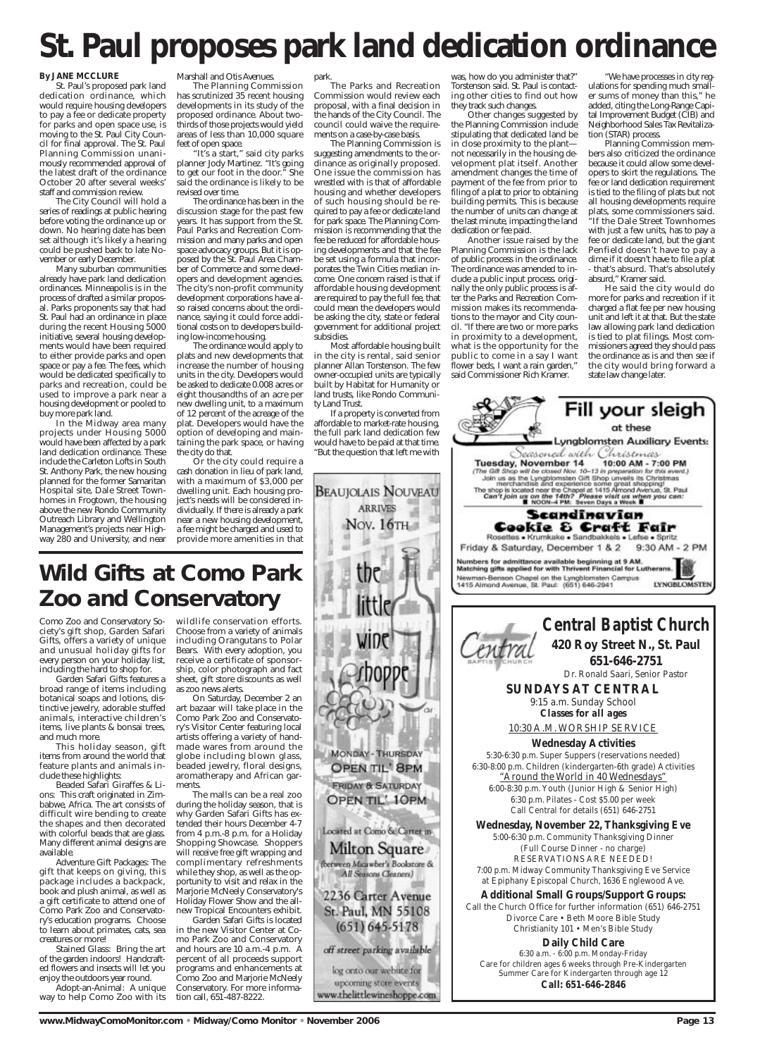# St. Paul proposes park land dedication ordinance

**By JANE MCCLURE**

St. Paul's proposed park land dedication ordinance, which would require housing developers to pay a fee or dedicate property for parks and open space use, is moving to the St. Paul City Council for final approval. The St. Paul Planning Commission unanimously recommended approval of the latest draft of the ordinance October 20 after several weeks' staff and commission review.

The City Council will hold a series of readings at public hearing before voting the ordinance up or down. No hearing date has been set although it's likely a hearing could be pushed back to late November or early December.

Many suburban communities already have park land dedication ordinances. Minneapolis is in the process of drafted a similar proposal. Parks proponents say that had St. Paul had an ordinance in place during the recent Housing 5000 initiative, several housing developments would have been required to either provide parks and open space or pay a fee. The fees, which would be dedicated specifically to parks and recreation, could be used to improve a park near a housing development or pooled to buy more park land.

In the Midway area many projects under Housing 5000 would have been affected by a park land dedication ordinance. These include the Carleton Lofts in South St. Anthony Park, the new housing planned for the former Samaritan Hospital site, Dale Street Townhomes in Frogtown, the housing above the new Rondo Community Outreach Library and Wellington Management's projects near Highway 280 and University, and near Marshall and Otis Avenues.

The Planning Commission has scrutinized 35 recent housing developments in its study of the proposed ordinance. About two-thirds of those projects would yield areas of less than 10,000 square feet of open space.

"It's a start," said city parks planner Jody Martinez. "It's going to get our foot in the door." She said the ordinance is likely to be revised over time.

The ordinance has been in the discussion stage for the past few years. It has support from the St. Paul Parks and Recreation Commission and many parks and open space advocacy groups. But it is opposed by the St. Paul Area Chamber of Commerce and some developers and development agencies. The city's non-profit community development corporations have also raised concerns about the ordinance, saying it could force additional costs on to developers building low-income housing.

The ordinance would apply to plats and new developments that increase the number of housing units in the city. Developers would be asked to dedicate 0.008 acres or eight thousandths of an acre per new dwelling unit, to a maximum of 12 percent of the acreage of the plat. Developers would have the option of developing and maintaining the park space, or having the city do that.

Or the city could require a cash donation in lieu of park land, with a maximum of $3,000 per dwelling unit. Each housing project's needs will be considered individually. If there is already a park near a new housing development, a fee might be charged and used to provide more amenities in that park.

The Parks and Recreation Commission would review each proposal, with a final decision in the hands of the City Council. The council could waive the requirements on a case-by-case basis.

The Planning Commission is suggesting amendments to the ordinance as originally proposed. One issue the commission has wrestled with is that of affordable housing and whether developers of such housing should be required to pay a fee or dedicate land for park space. The Planning Commission is recommending that the fee be reduced for affordable housing developments and that the fee be set using a formula that incorporates the Twin Cities median income. One concern raised is that if affordable housing development are required to pay the full fee, that could mean the developers would be asking the city, state or federal government for additional project subsidies.

Most affordable housing built in the city is rental, said senior planner Allan Torstenson. The few owner-occupied units are typically built by Habitat for Humanity or land trusts, like Rondo Community Land Trust.

If a property is converted from affordable to market-rate housing, the full park land dedication few would have to be paid at that time. "But the question that left me with was, how do you administer that?" Torstenson said. St. Paul is contacting other cities to find out how they track such changes.

Other changes suggested by the Planning Commission include stipulating that dedicated land be in close proximity to the plant—not necessarily in the housing development plat itself. Another amendment changes the time of payment of the fee from prior to filing of a plat to prior to obtaining building permits. This is because the number of units can change at the last minute, impacting the land dedication or fee paid.

Another issue raised by the Planning Commission is the lack of public process in the ordinance. The ordinance was amended to include a public input process. originally the only public process is after the Parks and Recreation Commission makes its recommendations to the mayor and City council. "If there are two or more parks in proximity to a development, what is the opportunity for the public to come in a say I want flower beds, I want a rain garden," said Commissioner Rich Kramer.

"We have processes in city regulations for spending much smaller sums of money than this," he added, citing the Long-Range Capital Improvement Budget (CIB) and Neighborhood Sales Tax Revitalization (STAR) process.

Planning Commission members also criticized the ordinance because it could allow some developers to skirt the regulations. The fee or land dedication requirement is tied to the filing of plats but not all housing developments require plats, some commissioners said. "If the Dale Street Townhomes with just a few units, has to pay a fee or dedicate land, but the giant Penfield doesn't have to pay a dime if it doesn't have to file a plat - that's absurd. That's absolutely absurd," Kramer said.

He said the city would do more for parks and recreation if it charged a flat fee per new housing unit and left it at that. But the state law allowing park land dedication is tied to plat filings. Most commissioners agreed they should pass the ordinance as is and then see if the city would bring forward a state law change later.

# Wild Gifts at Como Park Zoo and Conservatory

Como Zoo and Conservatory Society's gift shop, Garden Safari Gifts, offers a variety of unique and unusual holiday gifts for every person on your holiday list, including the hard to shop for.

Garden Safari Gifts features a broad range of items including botanical soaps and lotions, distinctive jewelry, adorable stuffed animals, interactive children's items, live plants & bonsai trees, and much more.

This holiday season, gift items from around the world that feature plants and animals include these highlights:

Beaded Safari Giraffes & Lions: This craft originated in Zimbabwe, Africa. The art consists of difficult wire bending to create the shapes and then decorated with colorful beads that are glass. Many different animal designs are available.

Adventure Gift Packages: The gift that keeps on giving, this package includes a backpack, book and plush animal, as well as a gift certificate to attend one of Como Park Zoo and Conservatory's education programs. Choose to learn about primates, cats, sea creatures or more!

Stained Glass: Bring the art of the garden indoors! Handcrafted flowers and insects will let you enjoy the outdoors year round.

Adopt-an-Animal: A unique way to help Como Zoo with its wildlife conservation efforts. Choose from a variety of animals including Orangutans to Polar Bears. With every adoption, you receive a certificate of sponsorship, color photograph and fact sheet, gift store discounts as well as zoo news alerts.

On Saturday, December 2 an art bazaar will take place in the Como Park Zoo and Conservatory's Visitor Center featuring local artists offering a variety of handmade wares from around the globe including blown glass, beaded jewelry, floral designs, aromatherapy and African garments.

The malls can be a real zoo during the holiday season, that is why Garden Safari Gifts has extended their hours December 4-7 from 4 p.m.-8 p.m. for a Holiday Shopping Showcase. Shoppers will receive free gift wrapping and complimentary refreshments while they shop, as well as the opportunity to visit and relax in the Marjorie McNeely Conservatory's Holiday Flower Show and the all-new Tropical Encounters exhibit.

Garden Safari Gifts is located in the new Visitor Center at Como Park Zoo and Conservatory and hours are 10 a.m.-4 p.m. A percent of all proceeds support programs and enhancements at Como Zoo and Marjorie McNeely Conservatory. For more information call, 651-487-8222.

---

BEAUJOLAIS NOUVEAU ARRIVES NOV. 16TH

the little wine shoppe

MONDAY - THURSDAY OPEN TIL' 8PM
FRIDAY & SATURDAY OPEN TIL' 10PM

Located at Como & Carter in Milton Square (between Micawber's Bookstore & All Seasons Cleaners)

2236 Carter Avenue
St. Paul, MN 55108
(651) 645-5178

off street parking available

log onto our website for upcoming store events
www.thelittlewineshoppe.com

---

## Fill your sleigh

at these Lyngblomsten Auxiliary Events:

*Seasoned with Christmas*

**Tuesday, November 14 10:00 AM - 7:00 PM**
(The Gift Shop will be closed Nov. 10–13 in preparation for this event.)
Join us as the Lyngblomsten Gift Shop unveils its Christmas merchandise and experience some great shopping!
The shop is located near the Chapel at 1415 Almond Avenue, St. Paul
**Can't join us on the 14th? Please visit us when you can:**
**NOON–4 PM: Seven Days a Week**

**Scandinavian Cookie & Craft Fair**
Rosettes • Krumkake • Sandbakkels • Lefse • Spritz
Friday & Saturday, December 1 & 2 9:30 AM - 2 PM

Numbers for admittance available beginning at 9 AM.
Matching gifts applied for with Thrivent Financial for Lutherans.
Newman-Benson Chapel on the Lyngblomsten Campus
1415 Almond Avenue, St. Paul (651) 646-2941

LYNGBLOMSTEN

---

## Central Baptist Church

**420 Roy Street N., St. Paul**
**651-646-2751**
Dr. Ronald Saari, Senior Pastor

**SUNDAYS AT CENTRAL**
9:15 a.m. Sunday School
*Classes for all ages*
10:30 A.M. WORSHIP SERVICE

**Wednesday Activities**
5:30-6:30 p.m. Super Suppers (reservations needed)
6:30-8:00 p.m. Children (kindergarten-6th grade) Activities
"Around the World in 40 Wednesdays"
6:00-8:30 p.m. Youth (Junior High & Senior High)
6:30 p.m. Pilates - Cost $5.00 per week
Call Central for details (651) 646-2751

**Wednesday, November 22, Thanksgiving Eve**
5:00-6:30 p.m. Community Thanksgiving Dinner
(Full Course Dinner - no charge)
RESERVATIONS ARE NEEDED!
7:00 p.m. Midway Community Thanksgiving Eve Service at Epiphany Episcopal Church, 1636 Englewood Ave.

**Additional Small Groups/Support Groups:**
Call the Church Office for further information (651) 646-2751
Divorce Care • Beth Moore Bible Study
Christianity 101 • Men's Bible Study

**Daily Child Care**
6:30 a.m. - 6:00 p.m. Monday-Friday
Care for children ages 6 weeks through Pre-Kindergarten
Summer Care for Kindergarten through age 12
**Call: 651-646-2846**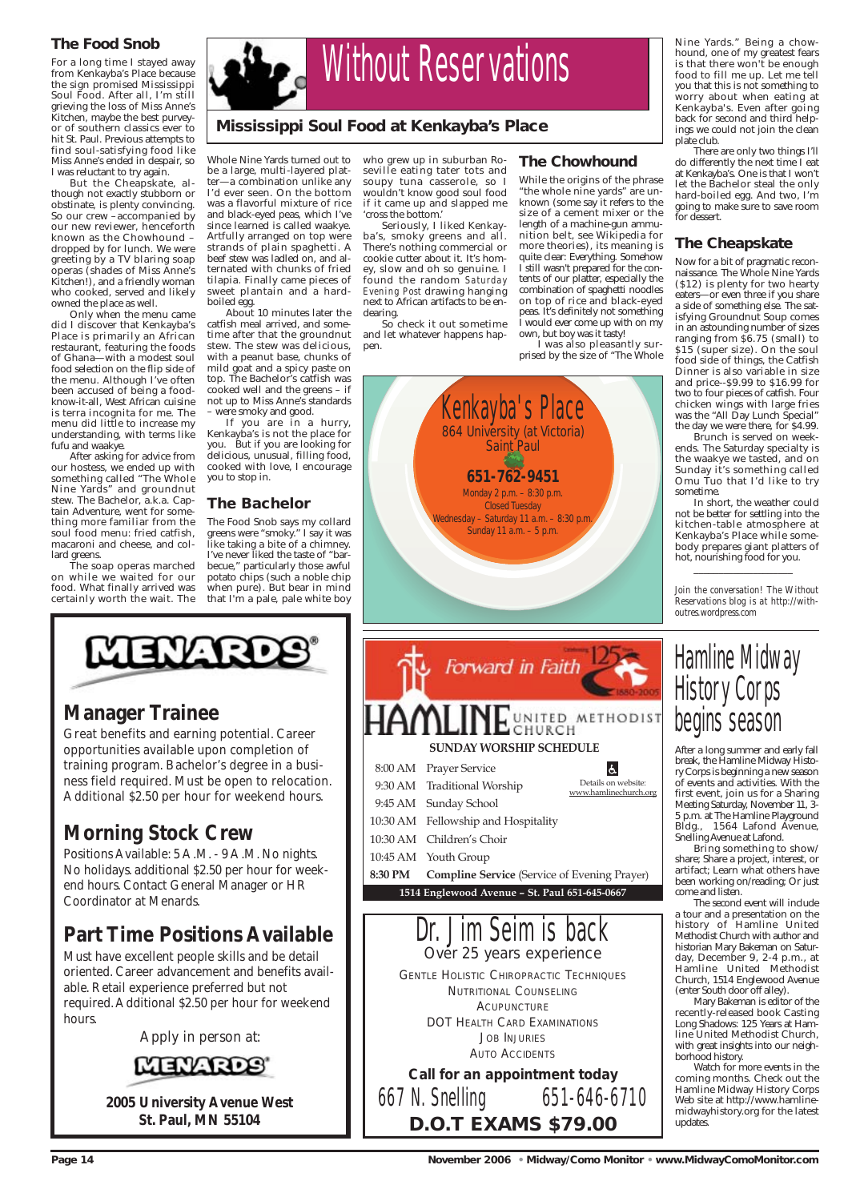# Without Reservations

## Mississippi Soul Food at Kenkayba's Place

### The Food Snob

For a long time I stayed away from Kenkayba's Place because the sign promised Mississippi Soul Food. After all, I'm still grieving the loss of Miss Anne's Kitchen, maybe the best purveyor of southern classics ever to hit St. Paul. Previous attempts to find soul-satisfying food like Miss Anne's ended in despair, so I was reluctant to try again.

But the Cheapskate, although not exactly stubborn or obstinate, is plenty convincing. So our crew –accompanied by our new reviewer, henceforth known as the Chowhound – dropped by for lunch. We were greeting by a TV blaring soap operas (shades of Miss Anne's Kitchen!), and a friendly woman who cooked, served and likely owned the place as well.

Only when the menu came did I discover that Kenkayba's Place is primarily an African restaurant, featuring the foods of Ghana—with a modest soul food selection on the flip side of the menu. Although I've often been accused of being a food-know-it-all, West African cuisine is terra incognita for me. The menu did little to increase my understanding, with terms like fufu and waakye.

After asking for advice from our hostess, we ended up with something called "The Whole Nine Yards" and groundnut stew. The Bachelor, a.k.a. Captain Adventure, went for something more familiar from the soul food menu: fried catfish, macaroni and cheese, and collard greens.

The soap operas marched on while we waited for our food. What finally arrived was certainly worth the wait. The Whole Nine Yards turned out to be a large, multi-layered platter—a combination unlike any I'd ever seen. On the bottom was a flavorful mixture of rice and black-eyed peas, which I've since learned is called waakye. Artfully arranged on top were strands of plain spaghetti. A beef stew was ladled on, and alternated with chunks of fried tilapia. Finally came pieces of sweet plantain and a hard-boiled egg.

About 10 minutes later the catfish meal arrived, and sometime after that the groundnut stew. The stew was delicious, with a peanut base, chunks of mild goat and a spicy paste on top. The Bachelor's catfish was cooked well and the greens – if not up to Miss Anne's standards – were smoky and good.

If you are in a hurry, Kenkayba's is not the place for you. But if you are looking for delicious, unusual, filling food, cooked with love, I encourage you to stop in.

### The Bachelor

The Food Snob says my collard greens were "smoky." I say it was like taking a bite of a chimney. I've never liked the taste of "barbecue," particularly those awful potato chips (such a noble chip when pure). But bear in mind that I'm a pale, pale white boy who grew up in suburban Roseville eating tater tots and soupy tuna casserole, so I wouldn't know good soul food if it came up and slapped me 'cross the bottom.'

Seriously, I liked Kenkayba's, smoky greens and all. There's nothing commercial or cookie cutter about it. It's homey, slow and oh so genuine. I found the random *Saturday Evening Post* drawing hanging next to African artifacts to be endearing.

So check it out sometime and let whatever happens happen.

### The Chowhound

While the origins of the phrase "the whole nine yards" are unknown (some say it refers to the size of a cement mixer or the length of a machine-gun ammunition belt, see Wikipedia for more theories), its meaning is quite clear: Everything. Somehow I still wasn't prepared for the contents of our platter, especially the combination of spaghetti noodles on top of rice and black-eyed peas. It's definitely not something I would ever come up with on my own, but boy was it tasty!

I was also pleasantly surprised by the size of "The Whole Nine Yards." Being a chowhound, one of my greatest fears is that there won't be enough food to fill me up. Let me tell you that this is not something to worry about when eating at Kenkayba's. Even after going back for second and third helpings we could not join the clean plate club.

There are only two things I'll do differently the next time I eat at Kenkayba's. One is that I won't let the Bachelor steal the only hard-boiled egg. And two, I'm going to make sure to save room for dessert.

### The Cheapskate

Now for a bit of pragmatic reconnaissance. The Whole Nine Yards ($12) is plenty for two hearty eaters—or even three if you share a side of something else. The satisfying Groundnut Soup comes in an astounding number of sizes ranging from $6.75 (small) to $15 (super size). On the soul food side of things, the Catfish Dinner is also variable in size and price--$9.99 to $16.99 for two to four pieces of catfish. Four chicken wings with large fries was the "All Day Lunch Special" the day we were there, for $4.99.

Brunch is served on weekends. The Saturday specialty is the waakye we tasted, and on Sunday it's something called Omu Tuo that I'd like to try sometime.

In short, the weather could not be better for settling into the kitchen-table atmosphere at Kenkayba's Place while somebody prepares giant platters of hot, nourishing food for you.

*Join the conversation! The Without Reservations blog is at http://withoutres.wordpress.com*

---

**Kenkayba's Place**
864 University (at Victoria)
Saint Paul
**651-762-9451**
Monday 2 p.m. – 8:30 p.m.
Closed Tuesday
Wednesday – Saturday 11 a.m. – 8:30 p.m.
Sunday 11 a.m. – 5 p.m.

---

# Hamline Midway History Corps begins season

After a long summer and early fall break, the Hamline Midway History Corps is beginning a new season of events and activities. With the first event, join us for a Sharing Meeting Saturday, November 11, 3-5 p.m. at The Hamline Playground Bldg., 1564 Lafond Avenue, Snelling Avenue at Lafond.

Bring something to show/share; Share a project, interest, or artifact; Learn what others have been working on/reading; Or just come and listen.

The second event will include a tour and a presentation on the history of Hamline United Methodist Church with author and historian Mary Bakeman on Saturday, December 9, 2-4 p.m., at Hamline United Methodist Church, 1514 Englewood Avenue (enter South door off alley).

Mary Bakeman is editor of the recently-released book Casting Long Shadows: 125 Years at Hamline United Methodist Church, with great insights into our neighborhood history.

Watch for more events in the coming months. Check out the Hamline Midway History Corps Web site at http://www.hamlinemidwayhistory.org for the latest updates.

---

**MENARDS®**

## Manager Trainee

Great benefits and earning potential. Career opportunities available upon completion of training program. Bachelor's degree in a business field required. Must be open to relocation. Additional $2.50 per hour for weekend hours.

## Morning Stock Crew

Positions Available: 5 A.M. - 9 A.M. No nights. No holidays. additional $2.50 per hour for weekend hours. Contact General Manager or HR Coordinator at Menards.

## Part Time Positions Available

Must have excellent people skills and be detail oriented. Career advancement and benefits available. Retail experience preferred but not required. Additional $2.50 per hour for weekend hours.

Apply in person at:

**MENARDS®**

**2005 University Avenue West**
**St. Paul, MN 55104**

---

*Forward in Faith* — Celebrating 125 Years 1880-2005

**HAMLINE UNITED METHODIST CHURCH**

**SUNDAY WORSHIP SCHEDULE**

| | |
|---|---|
| 8:00 AM | Prayer Service |
| 9:30 AM | Traditional Worship |
| 9:45 AM | Sunday School |
| 10:30 AM | Fellowship and Hospitality |
| 10:30 AM | Children's Choir |
| 10:45 AM | Youth Group |
| **8:30 PM** | **Compline Service** (Service of Evening Prayer) |

Details on website: www.hamlinechurch.org

**1514 Englewood Avenue – St. Paul 651-645-0667**

---

# Dr. Jim Seim is back

Over 25 years experience

GENTLE HOLISTIC CHIROPRACTIC TECHNIQUES
NUTRITIONAL COUNSELING
ACUPUNCTURE
DOT HEALTH CARD EXAMINATIONS
JOB INJURIES
AUTO ACCIDENTS

**Call for an appointment today**

667 N. Snelling 651-646-6710

**D.O.T EXAMS $79.00**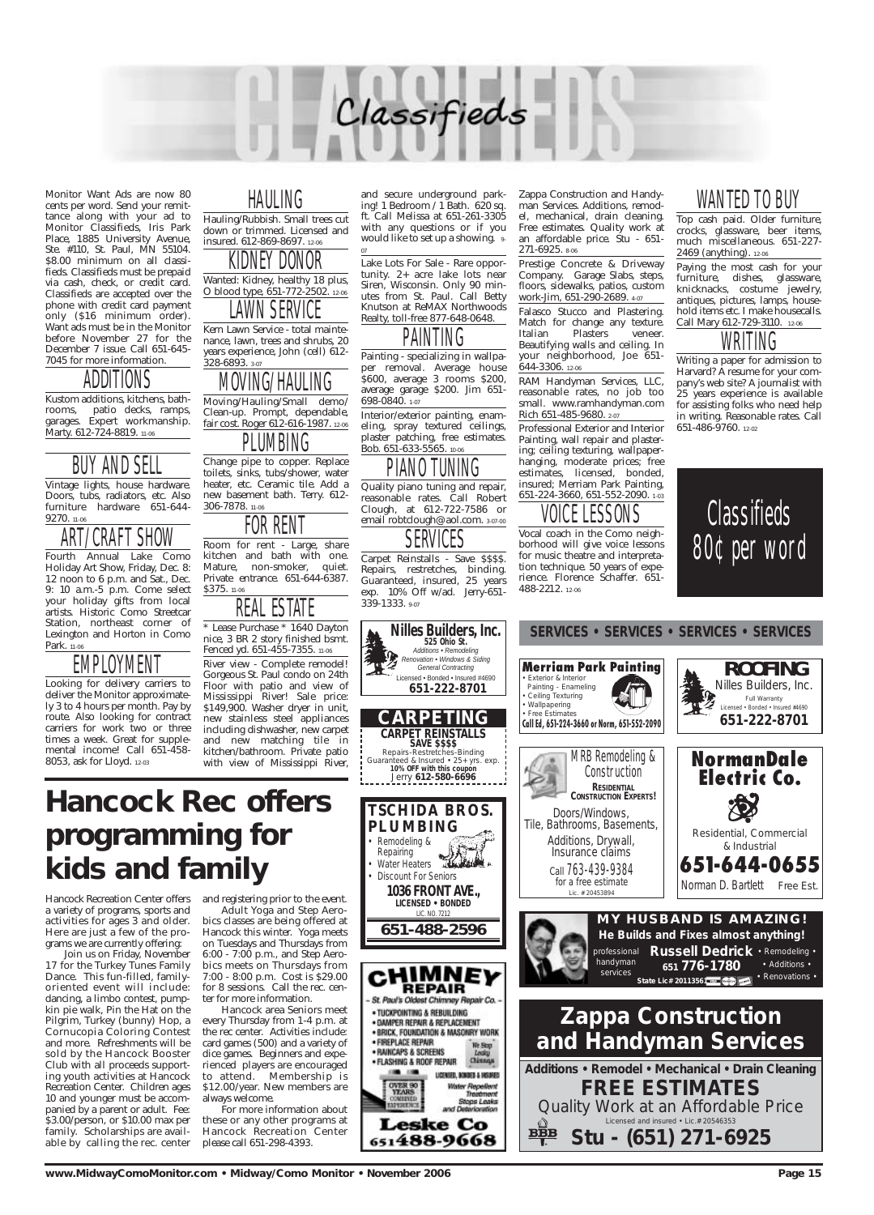# Classifieds

Monitor Want Ads are now 80 cents per word. Send your remittance along with your ad to Monitor Classifieds, Iris Park Place, 1885 University Avenue, Ste #110, St. Paul, MN 55104. $8.00 minimum on all classifieds. Classifieds must be prepaid via cash, check, or credit card. Classifieds are accepted over the phone with credit card payment only ($16 minimum order). Want ads must be in the Monitor before November 27 for the December 7 issue. Call 651-645-7045 for more information.

## ADDITIONS

Kustom additions, kitchens, bathrooms, patio decks, ramps, garages. Expert workmanship. Marty. 612-724-8819. 11-06

## BUY AND SELL

Vintage lights, house hardware. Doors, tubs, radiators, etc. Also furniture hardware 651-644-9270. 11-06

## ART/CRAFT SHOW

Fourth Annual Lake Como Holiday Art Show, Friday, Dec. 8: 12 noon to 6 p.m. and Sat., Dec. 9: 10 a.m.-5 p.m. Come select your holiday gifts from local artists. Historic Como Streetcar Station, northeast corner of Lexington and Horton in Como Park. 11-06

## EMPLOYMENT

Looking for delivery carriers to deliver the Monitor approximately 3 to 4 hours per month. Pay by route. Also looking for contract carriers for work two or three times a week. Great for supplemental income! Call 651-458-8053, ask for Lloyd. 12-03

## HAULING

Hauling/Rubbish. Small trees cut down or trimmed. Licensed and insured. 612-869-8697. 12-06

## KIDNEY DONOR

Wanted: Kidney, healthy 18 plus, O blood type. 651-772-2502. 12-06

## LAWN SERVICE

Kern Lawn Service - total maintenance, lawn, trees and shrubs, 20 years experience, John (cell) 612-328-6893. 3-07

## MOVING/HAULING

Moving/Hauling/Small demo/Clean-up. Prompt, dependable, fair cost. Roger 612-616-1987. 12-06

## PLUMBING

Change pipe to copper. Replace toilets, sinks, tubs/shower, water heater, etc. Ceramic tile. Add a new basement bath. Terry. 612-306-7878. 11-06

## FOR RENT

Room for rent - Large, share kitchen and bath with one. Mature, non-smoker, quiet. Private entrance. 651-644-6387. $375. 11-06

## REAL ESTATE

\* Lease Purchase \* 1640 Dayton nice, 3 BR 2 story finished bsmt. Fenced yd. 651-455-7355. 11-06

River view - Complete remodel! Gorgeous St. Paul condo on 24th Floor with patio and view of Mississippi River! Sale price: $149,900. Washer dryer in unit, new stainless steel appliances including dishwasher, new carpet and new matching tile in kitchen/bathroom. Private patio with view of Mississippi River, and secure underground parking! 1 Bedroom / 1 Bath. 620 sq. ft. Call Melissa at 651-261-3305 with any questions or if you would like to set up a showing. 9-07

Lake Lots For Sale - Rare opportunity. 2+ acre lake lots near Siren, Wisconsin. Only 90 minutes from St. Paul. Call Betty Knutson at ReMAX Northwoods Realty, toll-free 877-648-0648.

## PAINTING

Painting - specializing in wallpaper removal. Average house $600, average 3 rooms $200, average garage $200. Jim 651-698-0840. 1-07

Interior/exterior painting, enameling, spray textured ceilings, plaster patching, free estimates. Bob. 651-633-5565. 10-06

## PIANO TUNING

Quality piano tuning and repair, reasonable rates. Call Robert Clough, at 612-722-7586 or email robtclough@aol.com. 3-07-00

## SERVICES

Carpet Reinstalls - Save $$$$. Repairs, restretches, binding. Guaranteed, insured, 25 years exp. 10% Off w/ad. Jerry-651-339-1333. 9-07

Zappa Construction and Handyman Services. Additions, remodel, mechanical, drain cleaning. Free estimates. Quality work at an affordable price. Stu - 651-271-6925. 8-06

Prestige Concrete & Driveway Company. Garage Slabs, steps, floors, sidewalks, patios, custom work-Jim, 651-290-2689. 4-07

Falasco Stucco and Plastering. Match for change any texture. Italian Plasters veneer. Beautifying walls and ceiling. In your neighborhood, Joe 651-644-3306. 12-06

RAM Handyman Services, LLC, reasonable rates, no job too small. www.ramhandyman.com Rich 651-485-9680. 2-07

Professional Exterior and Interior Painting, wall repair and plastering; ceiling texturing, wallpaper-hanging, moderate prices; free estimates, licensed, bonded, insured; Merriam Park Painting, 651-224-3660, 651-552-2090. 1-03

## VOICE LESSONS

Vocal coach in the Como neighborhood will give voice lessons for music theatre and interpretation technique. 50 years of experience. Florence Schaffer. 651-488-2212. 12-06

## WANTED TO BUY

Top cash paid. Older furniture, crocks, glassware, beer items, much miscellaneous. 651-227-2469 (anything). 12-06

Paying the most cash for your furniture, dishes, glassware, knicknacks, costume jewelry, antiques, pictures, lamps, household items etc. I make housecalls. Call Mary 612-729-3110. 12-06

## WRITING

Writing a paper for admission to Harvard? A resume for your company's web site? A journalist with 25 years experience is available for assisting folks who need help in writing. Reasonable rates. Call 651-486-9760. 12-02

Classifieds 80¢ per word

# Hancock Rec offers programming for kids and family

Hancock Recreation Center offers a variety of programs, sports and activities for ages 3 and older. Here are just a few of the programs we are currently offering:

Join us on Friday, November 17 for the Turkey Tunes Family Dance. This fun-filled, family-oriented event will include: dancing, a limbo contest, pumpkin pie walk, Pin the Hat on the Pilgrim, Turkey (bunny) Hop, a Cornucopia Coloring Contest and more. Refreshments will be sold by the Hancock Booster Club with all proceeds supporting youth activities at Hancock Recreation Center. Children ages 10 and younger must be accompanied by a parent or adult. Fee: $3.00/person, or $10.00 max per family. Scholarships are available by calling the rec. center and registering prior to the event.

Adult Yoga and Step Aerobics classes are being offered at Hancock this winter. Yoga meets on Tuesdays and Thursdays from 6:00 - 7:00 p.m., and Step Aerobics meets on Thursdays from 7:00 - 8:00 p.m. Cost is $29.00 for 8 sessions. Call the rec. center for more information.

Hancock area Seniors meet every Thursday from 1-4 p.m. at the rec center. Activities include: card games (500) and a variety of dice games. Beginners and experienced players are encouraged to attend. Membership is $12.00/year. New members are always welcome.

For more information about these or any other programs at Hancock Recreation Center please call 651-298-4393.

**Nilles Builders, Inc.**
525 Ohio St.
Additions • Remodeling
Renovation • Windows & Siding
General Contracting
Licensed • Bonded • Insured #4690
**651-222-8701**

**CARPETING**
**CARPET REINSTALLS**
**SAVE $$$$**
Repairs-Restretches-Binding
Guaranteed & Insured • 25+yrs. exp.
**10% OFF with this coupon**
Jerry **612-580-6696**

**TSCHIDA BROS. PLUMBING**
- Remodeling & Repairing
- Water Heaters
- Discount For Seniors

**1036 FRONT AVE.,**
**LICENSED • BONDED**
LIC. NO. 7212
**651-488-2596**

**CHIMNEY REPAIR**
– St. Paul's Oldest Chimney Repair Co. –
- TUCKPOINTING & REBUILDING
- DAMPER REPAIR & REPLACEMENT
- BRICK, FOUNDATION & MASONRY WORK
- FIREPLACE REPAIR
- RAINCAPS & SCREENS
- FLASHING & ROOF REPAIR

We Stop Leaky Chimneys
LICENSED, BONDED & INSURED
OVER 90 YEARS COMBINED EXPERIENCE
Water Repellent Treatment Stops Leaks and Deterioration
**Leske Co**
**651 488-9668**

## SERVICES • SERVICES • SERVICES • SERVICES

**Merriam Park Painting**
- Exterior & Interior Painting - Enameling
- Ceiling Texturing
- Wallpapering
- Free Estimates

**Call Ed, 651-224-3660 or Norm, 651-552-2090**

**ROOFING**
Nilles Builders, Inc.
Full Warranty
Licensed • Bonded • Insured #4690
**651-222-8701**

MRB Remodeling & Construction
**RESIDENTIAL CONSTRUCTION EXPERTS!**
Doors/Windows, Tile, Bathrooms, Basements, Additions, Drywall, Insurance claims
Call 763-439-9384 for a free estimate
Lic. # 20453894

**NormanDale Electric Co.**
Residential, Commercial & Industrial
**651-644-0655**
Norman D. Bartlett Free Est.

**MY HUSBAND IS AMAZING!**
**He Builds and Fixes almost anything!**
professional handyman services
**Russell Dedrick**
**651 776-1780**
• Remodeling • • Additions • • Renovations •
State Lic# 20113561

**Zappa Construction and Handyman Services**
**Additions • Remodel • Mechanical • Drain Cleaning**
**FREE ESTIMATES**
Quality Work at an Affordable Price
Licensed and insured • Lic.#20546353
**Stu - (651) 271-6925**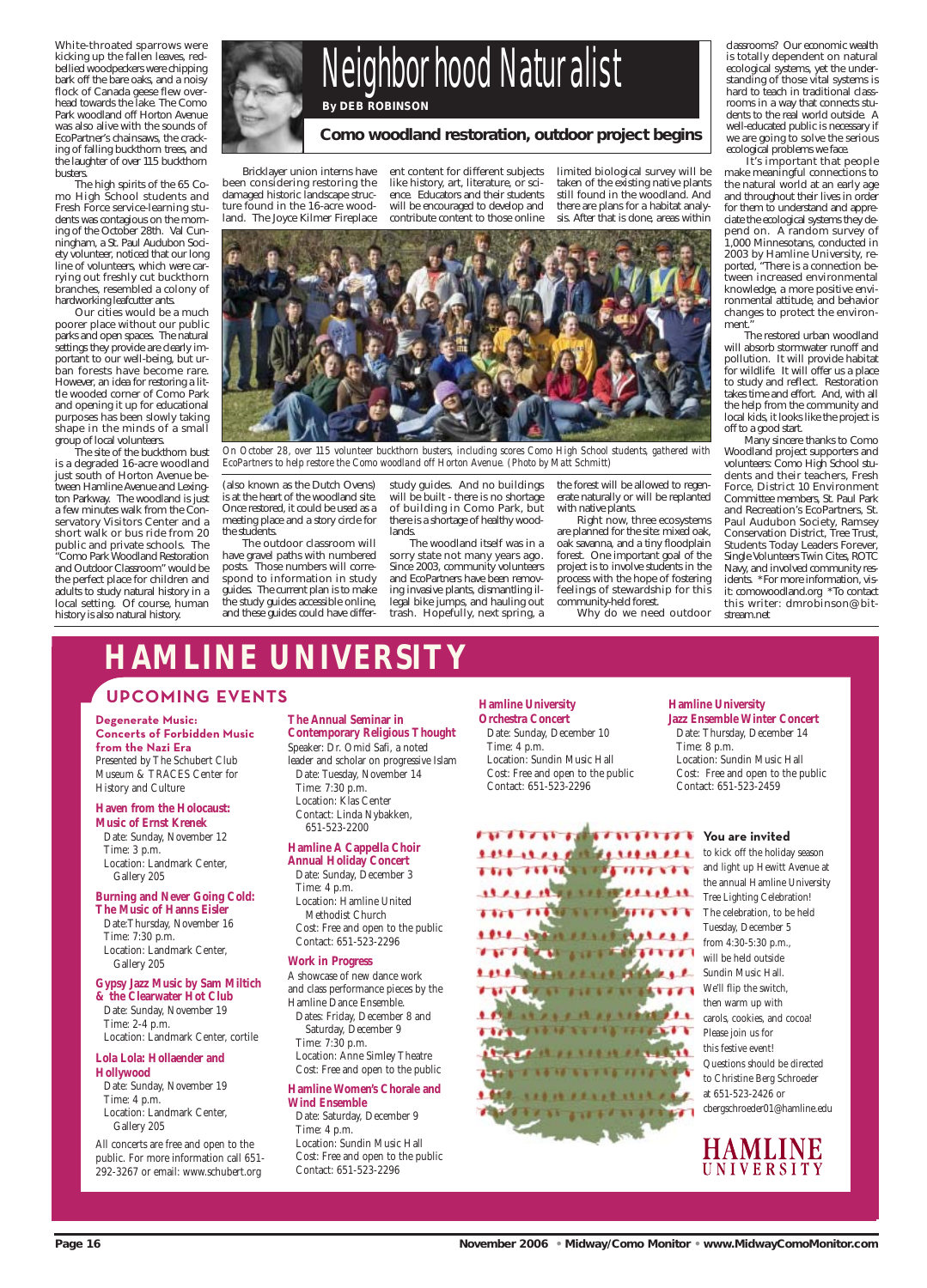# Neighborhood Naturalist

**By DEB ROBINSON**

## Como woodland restoration, outdoor project begins

White-throated sparrows were kicking up the fallen leaves, red-bellied woodpeckers were chipping bark off the bare oaks, and a noisy flock of Canada geese flew overhead towards the lake. The Como Park woodland off Horton Avenue was also alive with the sounds of EcoPartner's chainsaws, the cracking of falling buckthorn trees, and the laughter of over 115 buckthorn busters.

The high spirits of the 65 Como High School students and Fresh Force service-learning students was contagious on the morning of the October 28th. Val Cunningham, a St. Paul Audubon Society volunteer, noticed that our long line of volunteers, which were carrying out freshly cut buckthorn branches, resembled a colony of hardworking leafcutter ants.

Our cities would be a much poorer place without our public parks and open spaces. The natural settings they provide are clearly important to our well-being, but urban forests have become rare. However, an idea for restoring a little wooded corner of Como Park and opening it up for educational purposes has been slowly taking shape in the minds of a small group of local volunteers.

The site of the buckthorn bust is a degraded 16-acre woodland just south of Horton Avenue between Hamline Avenue and Lexington Parkway. The woodland is just a few minutes walk from the Conservatory Visitors Center and a short walk or bus ride from 20 public and private schools. The "Como Park Woodland Restoration and Outdoor Classroom" would be the perfect place for children and adults to study natural history in a local setting. Of course, human history is also natural history.

Bricklayer union interns have been considering restoring the damaged historic landscape structure found in the 16-acre woodland. The Joyce Kilmer Fireplace (also known as the Dutch Ovens) is at the heart of the woodland site. Once restored, it could be used as a meeting place and a story circle for the students.

The outdoor classroom will have gravel paths with numbered posts. Those numbers will correspond to information in study guides. The current plan is to make the study guides accessible online, and these guides could have different content for different subjects like history, art, literature, or science. Educators and their students will be encouraged to develop and contribute content to those online study guides. And no buildings will be built - there is no shortage of building in Como Park, but there is a shortage of healthy woodlands.

The woodland itself was in a sorry state not many years ago. Since 2003, community volunteers and EcoPartners have been removing invasive plants, dismantling illegal bike jumps, and hauling out trash. Hopefully, next spring, a limited biological survey will be taken of the existing native plants still found in the woodland. And there are plans for a habitat analysis. After that is done, areas within the forest will be allowed to regenerate naturally or will be replanted with native plants.

*On October 28, over 115 volunteer buckthorn busters, including scores Como High School students, gathered with EcoPartners to help restore the Como woodland off Horton Avenue. (Photo by Matt Schmitt)*

Right now, three ecosystems are planned for the site: mixed oak, oak savanna, and a tiny floodplain forest. One important goal of the project is to involve students in the process with the hope of fostering feelings of stewardship for this community-held forest.

Why do we need outdoor classrooms? Our economic wealth is totally dependent on natural ecological systems, yet the understanding of those vital systems is hard to teach in traditional classrooms in a way that connects students to the real world outside. A well-educated public is necessary if we are going to solve the serious ecological problems we face.

It's important that people make meaningful connections to the natural world at an early age and throughout their lives in order for them to understand and appreciate the ecological systems they depend on. A random survey of 1,000 Minnesotans, conducted in 2003 by Hamline University, reported, "There is a connection between increased environmental knowledge, a more positive environmental attitude, and behavior changes to protect the environment."

The restored urban woodland will absorb stormwater runoff and pollution. It will provide habitat for wildlife. It will offer us a place to study and reflect. Restoration takes time and effort. And, with all the help from the community and local kids, it looks like the project is off to a good start.

Many sincere thanks to Como Woodland project supporters and volunteers: Como High School students and their teachers, Fresh Force, District 10 Environment Committee members, St. Paul Park and Recreation's EcoPartners, St. Paul Audubon Society, Ramsey Conservation District, Tree Trust, Students Today Leaders Forever, Single Volunteers Twin Cites, ROTC Navy, and involved community residents. *For more information, visit: comowoodland.org *To contact this writer: dmrobinson@bitstream.net

# HAMLINE UNIVERSITY

## UPCOMING EVENTS

### Degenerate Music: Concerts of Forbidden Music from the Nazi Era

Presented by The Schubert Club Museum & TRACES Center for History and Culture

**Haven from the Holocaust: Music of Ernst Krenek**
Date: Sunday, November 12
Time: 3 p.m.
Location: Landmark Center, Gallery 205

**Burning and Never Going Cold: The Music of Hanns Eisler**
Date:Thursday, November 16
Time: 7:30 p.m.
Location: Landmark Center, Gallery 205

**Gypsy Jazz Music by Sam Miltich & the Clearwater Hot Club**
Date: Sunday, November 19
Time: 2-4 p.m.
Location: Landmark Center, cortile

**Lola Lola: Hollaender and Hollywood**
Date: Sunday, November 19
Time: 4 p.m.
Location: Landmark Center, Gallery 205

*All concerts are free and open to the public. For more information call 651-292-3267 or email: www.schubert.org*

**The Annual Seminar in Contemporary Religious Thought**
Speaker: Dr. Omid Safi, a noted leader and scholar on progressive Islam
Date: Tuesday, November 14
Time: 7:30 p.m.
Location: Klas Center
Contact: Linda Nybakken, 651-523-2200

**Hamline A Cappella Choir Annual Holiday Concert**
Date: Sunday, December 3
Time: 4 p.m.
Location: Hamline United Methodist Church
Cost: Free and open to the public
Contact: 651-523-2296

**Work in Progress**
A showcase of new dance work and class performance pieces by the Hamline Dance Ensemble.
Dates: Friday, December 8 and Saturday, December 9
Time: 7:30 p.m.
Location: Anne Simley Theatre
Cost: Free and open to the public

**Hamline Women's Chorale and Wind Ensemble**
Date: Saturday, December 9
Time: 4 p.m.
Location: Sundin Music Hall
Cost: Free and open to the public
Contact: 651-523-2296

**Hamline University Orchestra Concert**
Date: Sunday, December 10
Time: 4 p.m.
Location: Sundin Music Hall
Cost: Free and open to the public
Contact: 651-523-2296

**Hamline University Jazz Ensemble Winter Concert**
Date: Thursday, December 14
Time: 8 p.m.
Location: Sundin Music Hall
Cost: Free and open to the public
Contact: 651-523-2459

**You are invited** to kick off the holiday season and light up Hewitt Avenue at the annual Hamline University Tree Lighting Celebration! The celebration, to be held Tuesday, December 5 from 4:30-5:30 p.m., will be held outside Sundin Music Hall. We'll flip the switch, then warm up with carols, cookies, and cocoa! Please join us for this festive event! Questions should be directed to Christine Berg Schroeder at 651-523-2426 or cbergschroeder01@hamline.edu

HAMLINE UNIVERSITY